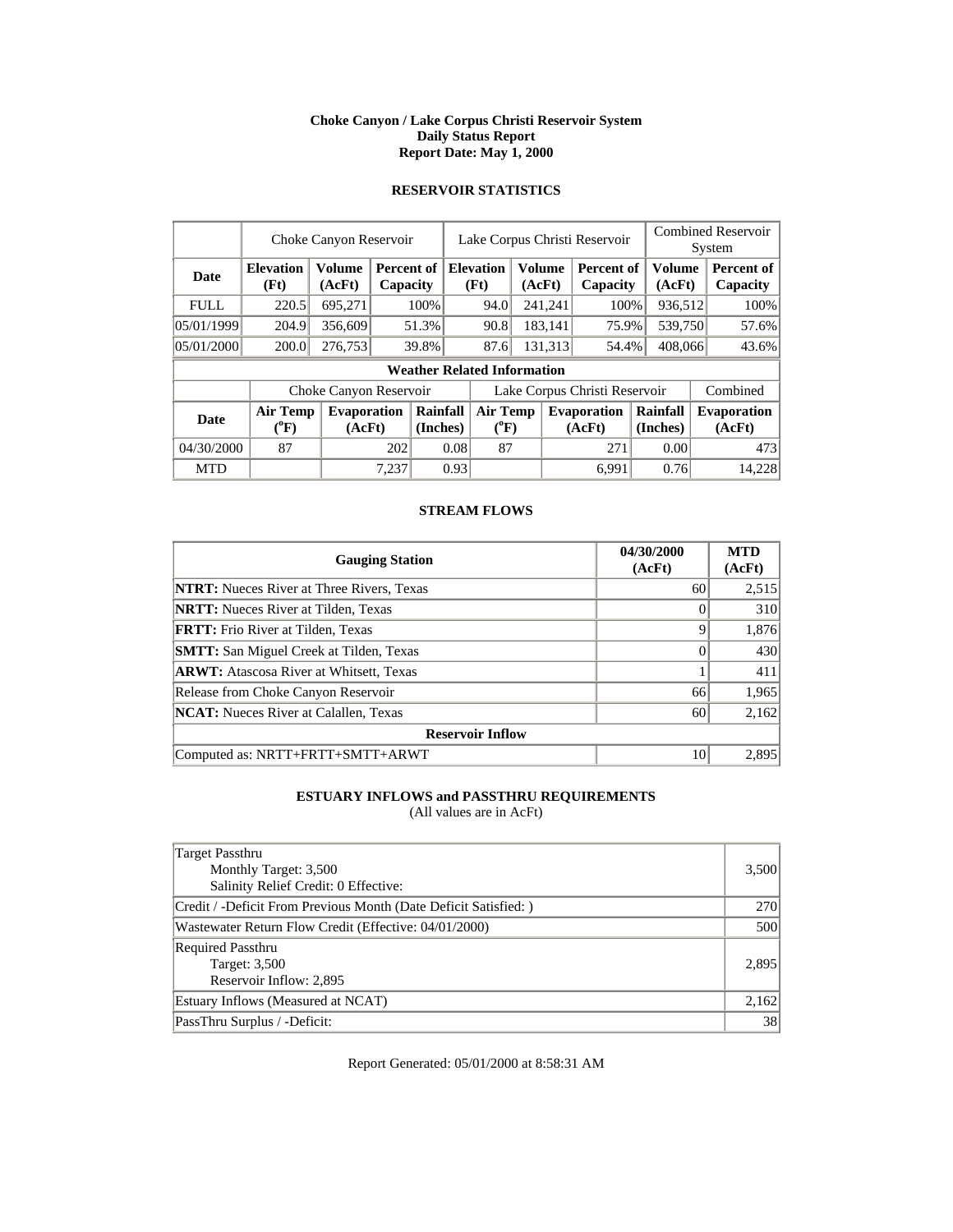**Choke Canyon / Lake Corpus Christi Reservoir System**
**Daily Status Report**
**Report Date: May 1, 2000**

## RESERVOIR STATISTICS

| | Choke Canyon Reservoir | | | Lake Corpus Christi Reservoir | | | Combined Reservoir System | |
|---|---|---|---|---|---|---|---|---|
| **Date** | **Elevation (Ft)** | **Volume (AcFt)** | **Percent of Capacity** | **Elevation (Ft)** | **Volume (AcFt)** | **Percent of Capacity** | **Volume (AcFt)** | **Percent of Capacity** |
| FULL | 220.5 | 695,271 | 100% | 94.0 | 241,241 | 100% | 936,512 | 100% |
| 05/01/1999 | 204.9 | 356,609 | 51.3% | 90.8 | 183,141 | 75.9% | 539,750 | 57.6% |
| 05/01/2000 | 200.0 | 276,753 | 39.8% | 87.6 | 131,313 | 54.4% | 408,066 | 43.6% |

**Weather Related Information**

| | Choke Canyon Reservoir | | | Lake Corpus Christi Reservoir | | | Combined |
|---|---|---|---|---|---|---|---|
| **Date** | **Air Temp (°F)** | **Evaporation (AcFt)** | **Rainfall (Inches)** | **Air Temp (°F)** | **Evaporation (AcFt)** | **Rainfall (Inches)** | **Evaporation (AcFt)** |
| 04/30/2000 | 87 | 202 | 0.08 | 87 | 271 | 0.00 | 473 |
| MTD | | 7,237 | 0.93 | | 6,991 | 0.76 | 14,228 |

## STREAM FLOWS

| Gauging Station | 04/30/2000 (AcFt) | MTD (AcFt) |
|---|---|---|
| **NTRT:** Nueces River at Three Rivers, Texas | 60 | 2,515 |
| **NRTT:** Nueces River at Tilden, Texas | 0 | 310 |
| **FRTT:** Frio River at Tilden, Texas | 9 | 1,876 |
| **SMTT:** San Miguel Creek at Tilden, Texas | 0 | 430 |
| **ARWT:** Atascosa River at Whitsett, Texas | 1 | 411 |
| Release from Choke Canyon Reservoir | 66 | 1,965 |
| **NCAT:** Nueces River at Calallen, Texas | 60 | 2,162 |
| **Reservoir Inflow** | | |
| Computed as: NRTT+FRTT+SMTT+ARWT | 10 | 2,895 |

## ESTUARY INFLOWS and PASSTHRU REQUIREMENTS

(All values are in AcFt)

| | |
|---|---|
| Target Passthru<br>Monthly Target: 3,500<br>Salinity Relief Credit: 0 Effective: | 3,500 |
| Credit / -Deficit From Previous Month (Date Deficit Satisfied: ) | 270 |
| Wastewater Return Flow Credit (Effective: 04/01/2000) | 500 |
| Required Passthru<br>Target: 3,500<br>Reservoir Inflow: 2,895 | 2,895 |
| Estuary Inflows (Measured at NCAT) | 2,162 |
| PassThru Surplus / -Deficit: | 38 |

Report Generated: 05/01/2000 at 8:58:31 AM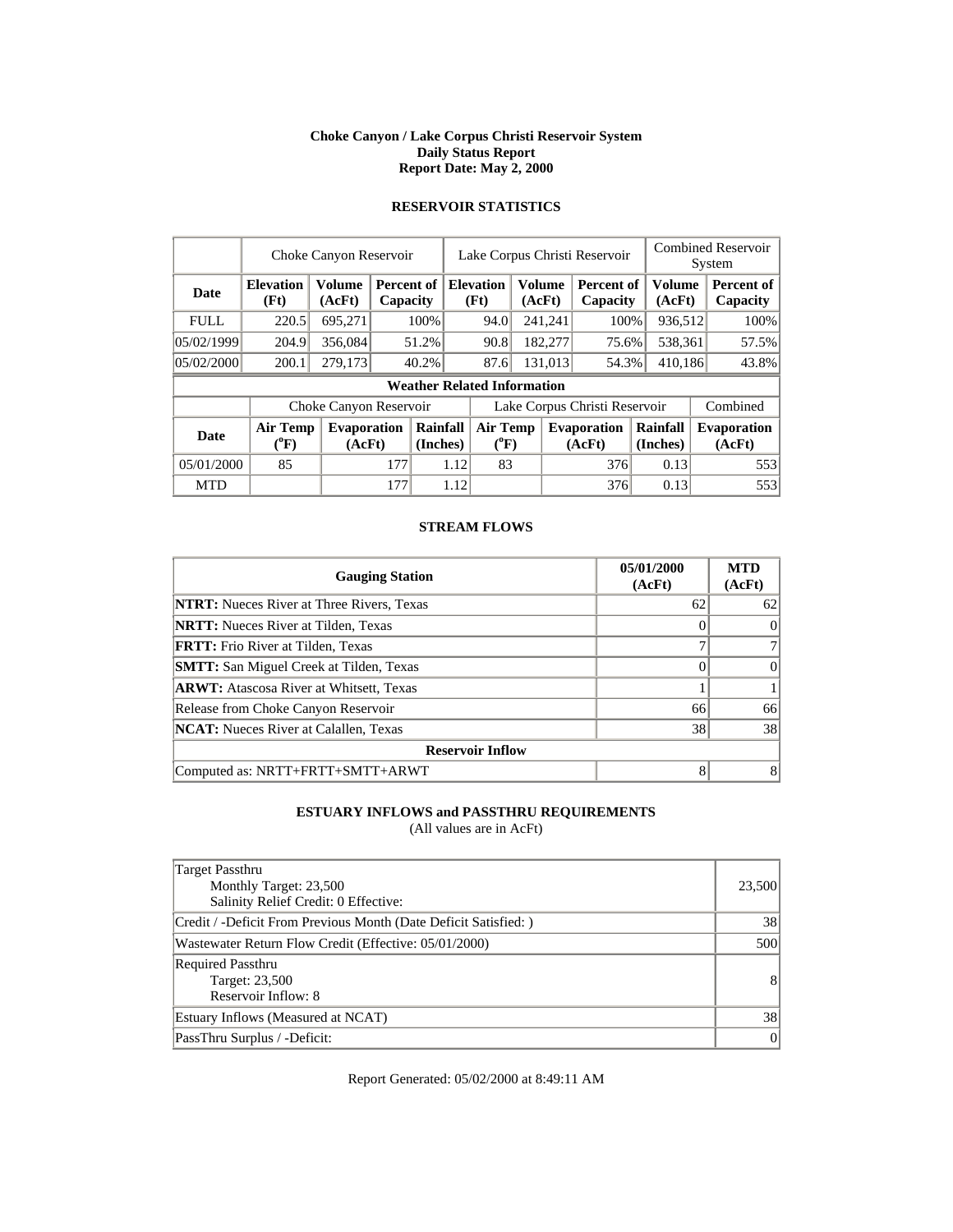# Choke Canyon / Lake Corpus Christi Reservoir System
## Daily Status Report
## Report Date: May 2, 2000

### RESERVOIR STATISTICS

| | Choke Canyon Reservoir | | | Lake Corpus Christi Reservoir | | | Combined Reservoir System | |
|---|---|---|---|---|---|---|---|---|
| **Date** | **Elevation (Ft)** | **Volume (AcFt)** | **Percent of Capacity** | **Elevation (Ft)** | **Volume (AcFt)** | **Percent of Capacity** | **Volume (AcFt)** | **Percent of Capacity** |
| FULL | 220.5 | 695,271 | 100% | 94.0 | 241,241 | 100% | 936,512 | 100% |
| 05/02/1999 | 204.9 | 356,084 | 51.2% | 90.8 | 182,277 | 75.6% | 538,361 | 57.5% |
| 05/02/2000 | 200.1 | 279,173 | 40.2% | 87.6 | 131,013 | 54.3% | 410,186 | 43.8% |

**Weather Related Information**

| | Choke Canyon Reservoir | | | Lake Corpus Christi Reservoir | | | Combined |
|---|---|---|---|---|---|---|---|
| **Date** | **Air Temp (°F)** | **Evaporation (AcFt)** | **Rainfall (Inches)** | **Air Temp (°F)** | **Evaporation (AcFt)** | **Rainfall (Inches)** | **Evaporation (AcFt)** |
| 05/01/2000 | 85 | 177 | 1.12 | 83 | 376 | 0.13 | 553 |
| MTD | | 177 | 1.12 | | 376 | 0.13 | 553 |

### STREAM FLOWS

| Gauging Station | 05/01/2000 (AcFt) | MTD (AcFt) |
|---|---|---|
| **NTRT:** Nueces River at Three Rivers, Texas | 62 | 62 |
| **NRTT:** Nueces River at Tilden, Texas | 0 | 0 |
| **FRTT:** Frio River at Tilden, Texas | 7 | 7 |
| **SMTT:** San Miguel Creek at Tilden, Texas | 0 | 0 |
| **ARWT:** Atascosa River at Whitsett, Texas | 1 | 1 |
| Release from Choke Canyon Reservoir | 66 | 66 |
| **NCAT:** Nueces River at Calallen, Texas | 38 | 38 |
| **Reservoir Inflow** | | |
| Computed as: NRTT+FRTT+SMTT+ARWT | 8 | 8 |

### ESTUARY INFLOWS and PASSTHRU REQUIREMENTS
(All values are in AcFt)

| | |
|---|---|
| Target Passthru<br>Monthly Target: 23,500<br>Salinity Relief Credit: 0 Effective: | 23,500 |
| Credit / -Deficit From Previous Month (Date Deficit Satisfied: ) | 38 |
| Wastewater Return Flow Credit (Effective: 05/01/2000) | 500 |
| Required Passthru<br>Target: 23,500<br>Reservoir Inflow: 8 | 8 |
| Estuary Inflows (Measured at NCAT) | 38 |
| PassThru Surplus / -Deficit: | 0 |

Report Generated: 05/02/2000 at 8:49:11 AM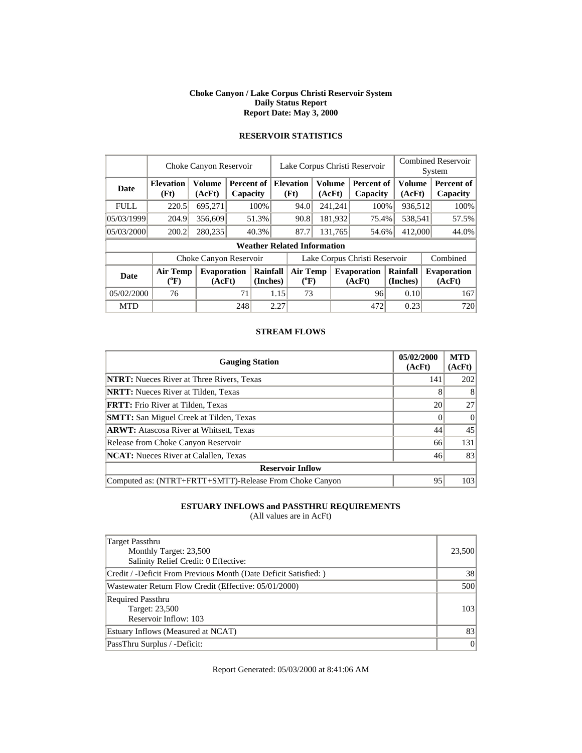**Choke Canyon / Lake Corpus Christi Reservoir System**
**Daily Status Report**
**Report Date: May 3, 2000**

### RESERVOIR STATISTICS

| | Choke Canyon Reservoir | | | Lake Corpus Christi Reservoir | | | Combined Reservoir System | |
|---|---|---|---|---|---|---|---|---|
| **Date** | **Elevation (Ft)** | **Volume (AcFt)** | **Percent of Capacity** | **Elevation (Ft)** | **Volume (AcFt)** | **Percent of Capacity** | **Volume (AcFt)** | **Percent of Capacity** |
| FULL | 220.5 | 695,271 | 100% | 94.0 | 241,241 | 100% | 936,512 | 100% |
| 05/03/1999 | 204.9 | 356,609 | 51.3% | 90.8 | 181,932 | 75.4% | 538,541 | 57.5% |
| 05/03/2000 | 200.2 | 280,235 | 40.3% | 87.7 | 131,765 | 54.6% | 412,000 | 44.0% |

**Weather Related Information**

| | Choke Canyon Reservoir | | | Lake Corpus Christi Reservoir | | | Combined |
|---|---|---|---|---|---|---|---|
| **Date** | **Air Temp (°F)** | **Evaporation (AcFt)** | **Rainfall (Inches)** | **Air Temp (°F)** | **Evaporation (AcFt)** | **Rainfall (Inches)** | **Evaporation (AcFt)** |
| 05/02/2000 | 76 | 71 | 1.15 | 73 | 96 | 0.10 | 167 |
| MTD | | 248 | 2.27 | | 472 | 0.23 | 720 |

### STREAM FLOWS

| Gauging Station | 05/02/2000 (AcFt) | MTD (AcFt) |
|---|---|---|
| **NTRT:** Nueces River at Three Rivers, Texas | 141 | 202 |
| **NRTT:** Nueces River at Tilden, Texas | 8 | 8 |
| **FRTT:** Frio River at Tilden, Texas | 20 | 27 |
| **SMTT:** San Miguel Creek at Tilden, Texas | 0 | 0 |
| **ARWT:** Atascosa River at Whitsett, Texas | 44 | 45 |
| Release from Choke Canyon Reservoir | 66 | 131 |
| **NCAT:** Nueces River at Calallen, Texas | 46 | 83 |
| **Reservoir Inflow** | | |
| Computed as: (NTRT+FRTT+SMTT)-Release From Choke Canyon | 95 | 103 |

### ESTUARY INFLOWS and PASSTHRU REQUIREMENTS

(All values are in AcFt)

| | |
|---|---|
| Target Passthru<br>Monthly Target: 23,500<br>Salinity Relief Credit: 0 Effective: | 23,500 |
| Credit / -Deficit From Previous Month (Date Deficit Satisfied: ) | 38 |
| Wastewater Return Flow Credit (Effective: 05/01/2000) | 500 |
| Required Passthru<br>Target: 23,500<br>Reservoir Inflow: 103 | 103 |
| Estuary Inflows (Measured at NCAT) | 83 |
| PassThru Surplus / -Deficit: | 0 |

Report Generated: 05/03/2000 at 8:41:06 AM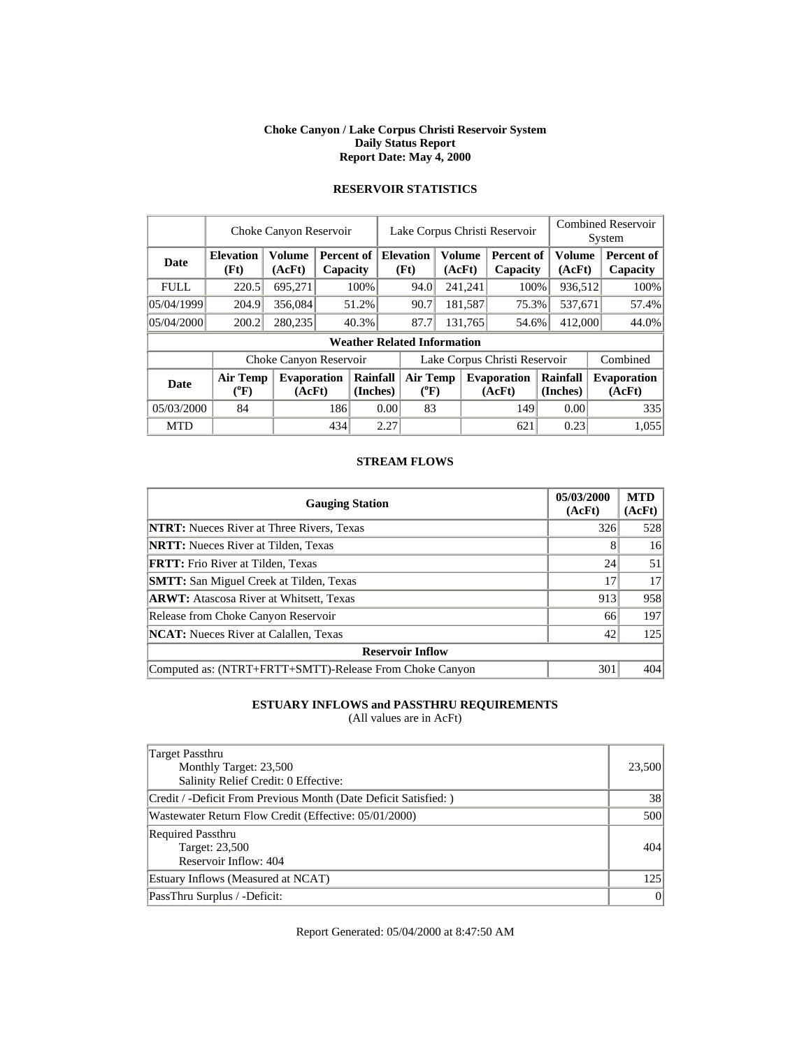**Choke Canyon / Lake Corpus Christi Reservoir System**
**Daily Status Report**
**Report Date: May 4, 2000**

## RESERVOIR STATISTICS

| | Choke Canyon Reservoir | | | Lake Corpus Christi Reservoir | | | Combined Reservoir System | |
|---|---|---|---|---|---|---|---|---|
| **Date** | **Elevation (Ft)** | **Volume (AcFt)** | **Percent of Capacity** | **Elevation (Ft)** | **Volume (AcFt)** | **Percent of Capacity** | **Volume (AcFt)** | **Percent of Capacity** |
| FULL | 220.5 | 695,271 | 100% | 94.0 | 241,241 | 100% | 936,512 | 100% |
| 05/04/1999 | 204.9 | 356,084 | 51.2% | 90.7 | 181,587 | 75.3% | 537,671 | 57.4% |
| 05/04/2000 | 200.2 | 280,235 | 40.3% | 87.7 | 131,765 | 54.6% | 412,000 | 44.0% |

**Weather Related Information**

| | Choke Canyon Reservoir | | | Lake Corpus Christi Reservoir | | | Combined |
|---|---|---|---|---|---|---|---|
| **Date** | **Air Temp (°F)** | **Evaporation (AcFt)** | **Rainfall (Inches)** | **Air Temp (°F)** | **Evaporation (AcFt)** | **Rainfall (Inches)** | **Evaporation (AcFt)** |
| 05/03/2000 | 84 | 186 | 0.00 | 83 | 149 | 0.00 | 335 |
| MTD | | 434 | 2.27 | | 621 | 0.23 | 1,055 |

## STREAM FLOWS

| Gauging Station | 05/03/2000 (AcFt) | MTD (AcFt) |
|---|---|---|
| **NTRT:** Nueces River at Three Rivers, Texas | 326 | 528 |
| **NRTT:** Nueces River at Tilden, Texas | 8 | 16 |
| **FRTT:** Frio River at Tilden, Texas | 24 | 51 |
| **SMTT:** San Miguel Creek at Tilden, Texas | 17 | 17 |
| **ARWT:** Atascosa River at Whitsett, Texas | 913 | 958 |
| Release from Choke Canyon Reservoir | 66 | 197 |
| **NCAT:** Nueces River at Calallen, Texas | 42 | 125 |
| **Reservoir Inflow** | | |
| Computed as: (NTRT+FRTT+SMTT)-Release From Choke Canyon | 301 | 404 |

## ESTUARY INFLOWS and PASSTHRU REQUIREMENTS

(All values are in AcFt)

| | |
|---|---|
| Target Passthru<br>Monthly Target: 23,500<br>Salinity Relief Credit: 0 Effective: | 23,500 |
| Credit / -Deficit From Previous Month (Date Deficit Satisfied: ) | 38 |
| Wastewater Return Flow Credit (Effective: 05/01/2000) | 500 |
| Required Passthru<br>Target: 23,500<br>Reservoir Inflow: 404 | 404 |
| Estuary Inflows (Measured at NCAT) | 125 |
| PassThru Surplus / -Deficit: | 0 |

Report Generated: 05/04/2000 at 8:47:50 AM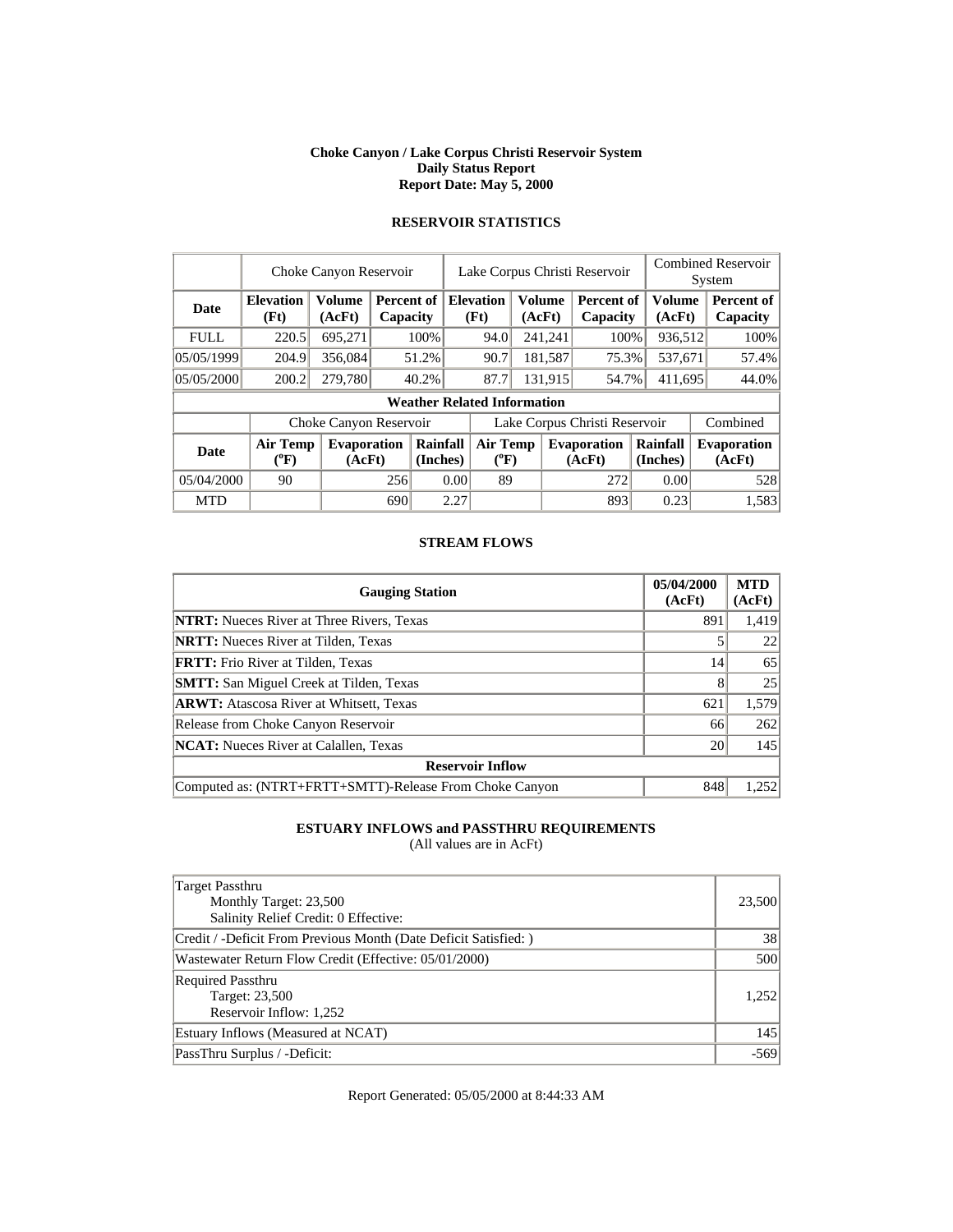**Choke Canyon / Lake Corpus Christi Reservoir System**
**Daily Status Report**
**Report Date: May 5, 2000**

## RESERVOIR STATISTICS

| | Choke Canyon Reservoir | | | Lake Corpus Christi Reservoir | | | Combined Reservoir System | |
|---|---|---|---|---|---|---|---|---|
| **Date** | **Elevation (Ft)** | **Volume (AcFt)** | **Percent of Capacity** | **Elevation (Ft)** | **Volume (AcFt)** | **Percent of Capacity** | **Volume (AcFt)** | **Percent of Capacity** |
| FULL | 220.5 | 695,271 | 100% | 94.0 | 241,241 | 100% | 936,512 | 100% |
| 05/05/1999 | 204.9 | 356,084 | 51.2% | 90.7 | 181,587 | 75.3% | 537,671 | 57.4% |
| 05/05/2000 | 200.2 | 279,780 | 40.2% | 87.7 | 131,915 | 54.7% | 411,695 | 44.0% |

**Weather Related Information**

| | Choke Canyon Reservoir | | | Lake Corpus Christi Reservoir | | | Combined |
|---|---|---|---|---|---|---|---|
| **Date** | **Air Temp (°F)** | **Evaporation (AcFt)** | **Rainfall (Inches)** | **Air Temp (°F)** | **Evaporation (AcFt)** | **Rainfall (Inches)** | **Evaporation (AcFt)** |
| 05/04/2000 | 90 | 256 | 0.00 | 89 | 272 | 0.00 | 528 |
| MTD | | 690 | 2.27 | | 893 | 0.23 | 1,583 |

## STREAM FLOWS

| Gauging Station | 05/04/2000 (AcFt) | MTD (AcFt) |
|---|---|---|
| **NTRT:** Nueces River at Three Rivers, Texas | 891 | 1,419 |
| **NRTT:** Nueces River at Tilden, Texas | 5 | 22 |
| **FRTT:** Frio River at Tilden, Texas | 14 | 65 |
| **SMTT:** San Miguel Creek at Tilden, Texas | 8 | 25 |
| **ARWT:** Atascosa River at Whitsett, Texas | 621 | 1,579 |
| Release from Choke Canyon Reservoir | 66 | 262 |
| **NCAT:** Nueces River at Calallen, Texas | 20 | 145 |
| **Reservoir Inflow** | | |
| Computed as: (NTRT+FRTT+SMTT)-Release From Choke Canyon | 848 | 1,252 |

## ESTUARY INFLOWS and PASSTHRU REQUIREMENTS

(All values are in AcFt)

| | |
|---|---|
| Target Passthru<br>Monthly Target: 23,500<br>Salinity Relief Credit: 0 Effective: | 23,500 |
| Credit / -Deficit From Previous Month (Date Deficit Satisfied: ) | 38 |
| Wastewater Return Flow Credit (Effective: 05/01/2000) | 500 |
| Required Passthru<br>Target: 23,500<br>Reservoir Inflow: 1,252 | 1,252 |
| Estuary Inflows (Measured at NCAT) | 145 |
| PassThru Surplus / -Deficit: | -569 |

Report Generated: 05/05/2000 at 8:44:33 AM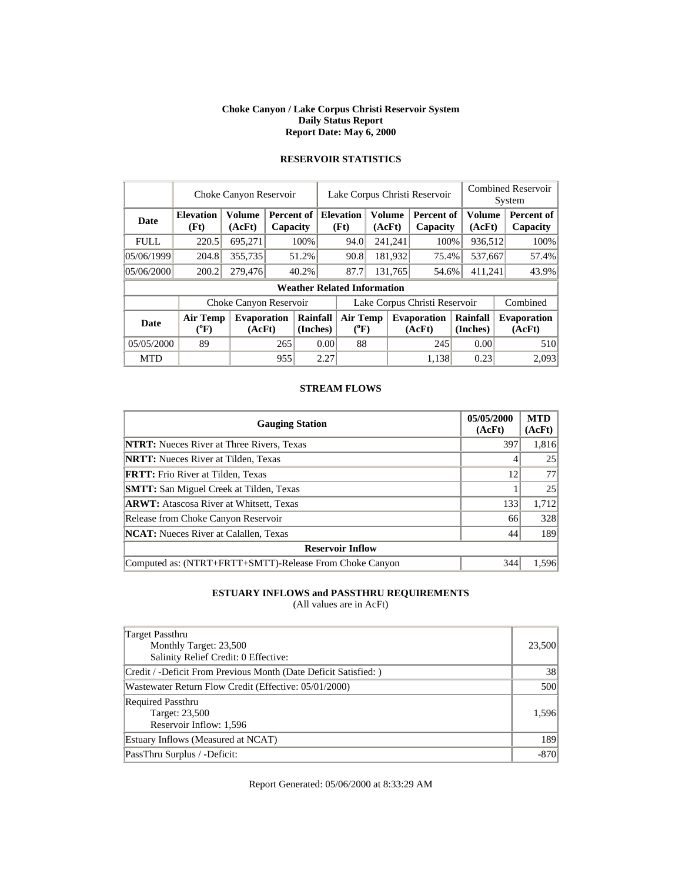# Choke Canyon / Lake Corpus Christi Reservoir System
## Daily Status Report
### Report Date: May 6, 2000

## RESERVOIR STATISTICS

| | Choke Canyon Reservoir | | | Lake Corpus Christi Reservoir | | | Combined Reservoir System | |
|---|---|---|---|---|---|---|---|---|
| **Date** | **Elevation (Ft)** | **Volume (AcFt)** | **Percent of Capacity** | **Elevation (Ft)** | **Volume (AcFt)** | **Percent of Capacity** | **Volume (AcFt)** | **Percent of Capacity** |
| FULL | 220.5 | 695,271 | 100% | 94.0 | 241,241 | 100% | 936,512 | 100% |
| 05/06/1999 | 204.8 | 355,735 | 51.2% | 90.8 | 181,932 | 75.4% | 537,667 | 57.4% |
| 05/06/2000 | 200.2 | 279,476 | 40.2% | 87.7 | 131,765 | 54.6% | 411,241 | 43.9% |

**Weather Related Information**

| | Choke Canyon Reservoir | | | Lake Corpus Christi Reservoir | | | Combined |
|---|---|---|---|---|---|---|---|
| **Date** | **Air Temp (°F)** | **Evaporation (AcFt)** | **Rainfall (Inches)** | **Air Temp (°F)** | **Evaporation (AcFt)** | **Rainfall (Inches)** | **Evaporation (AcFt)** |
| 05/05/2000 | 89 | 265 | 0.00 | 88 | 245 | 0.00 | 510 |
| MTD | | 955 | 2.27 | | 1,138 | 0.23 | 2,093 |

## STREAM FLOWS

| Gauging Station | 05/05/2000 (AcFt) | MTD (AcFt) |
|---|---|---|
| **NTRT:** Nueces River at Three Rivers, Texas | 397 | 1,816 |
| **NRTT:** Nueces River at Tilden, Texas | 4 | 25 |
| **FRTT:** Frio River at Tilden, Texas | 12 | 77 |
| **SMTT:** San Miguel Creek at Tilden, Texas | 1 | 25 |
| **ARWT:** Atascosa River at Whitsett, Texas | 133 | 1,712 |
| Release from Choke Canyon Reservoir | 66 | 328 |
| **NCAT:** Nueces River at Calallen, Texas | 44 | 189 |
| **Reservoir Inflow** | | |
| Computed as: (NTRT+FRTT+SMTT)-Release From Choke Canyon | 344 | 1,596 |

## ESTUARY INFLOWS and PASSTHRU REQUIREMENTS
(All values are in AcFt)

| | |
|---|---|
| Target Passthru<br>Monthly Target: 23,500<br>Salinity Relief Credit: 0 Effective: | 23,500 |
| Credit / -Deficit From Previous Month (Date Deficit Satisfied: ) | 38 |
| Wastewater Return Flow Credit (Effective: 05/01/2000) | 500 |
| Required Passthru<br>Target: 23,500<br>Reservoir Inflow: 1,596 | 1,596 |
| Estuary Inflows (Measured at NCAT) | 189 |
| PassThru Surplus / -Deficit: | -870 |

Report Generated: 05/06/2000 at 8:33:29 AM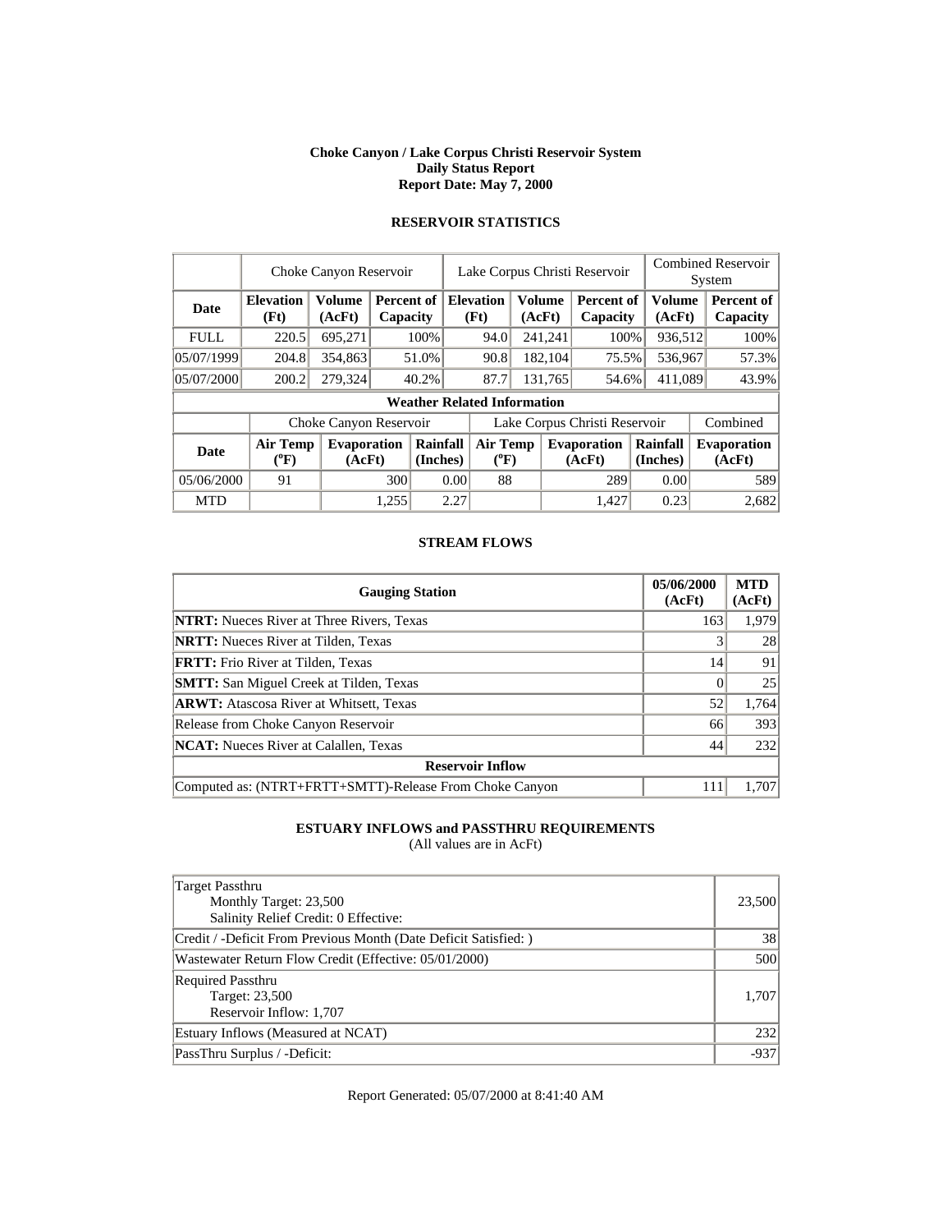**Choke Canyon / Lake Corpus Christi Reservoir System**
**Daily Status Report**
**Report Date: May 7, 2000**

## RESERVOIR STATISTICS

| | Choke Canyon Reservoir | | | Lake Corpus Christi Reservoir | | | Combined Reservoir System | |
|---|---|---|---|---|---|---|---|---|
| **Date** | **Elevation (Ft)** | **Volume (AcFt)** | **Percent of Capacity** | **Elevation (Ft)** | **Volume (AcFt)** | **Percent of Capacity** | **Volume (AcFt)** | **Percent of Capacity** |
| FULL | 220.5 | 695,271 | 100% | 94.0 | 241,241 | 100% | 936,512 | 100% |
| 05/07/1999 | 204.8 | 354,863 | 51.0% | 90.8 | 182,104 | 75.5% | 536,967 | 57.3% |
| 05/07/2000 | 200.2 | 279,324 | 40.2% | 87.7 | 131,765 | 54.6% | 411,089 | 43.9% |

**Weather Related Information**

| | Choke Canyon Reservoir | | | Lake Corpus Christi Reservoir | | | Combined |
|---|---|---|---|---|---|---|---|
| **Date** | **Air Temp (°F)** | **Evaporation (AcFt)** | **Rainfall (Inches)** | **Air Temp (°F)** | **Evaporation (AcFt)** | **Rainfall (Inches)** | **Evaporation (AcFt)** |
| 05/06/2000 | 91 | 300 | 0.00 | 88 | 289 | 0.00 | 589 |
| MTD | | 1,255 | 2.27 | | 1,427 | 0.23 | 2,682 |

## STREAM FLOWS

| Gauging Station | 05/06/2000 (AcFt) | MTD (AcFt) |
|---|---|---|
| **NTRT:** Nueces River at Three Rivers, Texas | 163 | 1,979 |
| **NRTT:** Nueces River at Tilden, Texas | 3 | 28 |
| **FRTT:** Frio River at Tilden, Texas | 14 | 91 |
| **SMTT:** San Miguel Creek at Tilden, Texas | 0 | 25 |
| **ARWT:** Atascosa River at Whitsett, Texas | 52 | 1,764 |
| Release from Choke Canyon Reservoir | 66 | 393 |
| **NCAT:** Nueces River at Calallen, Texas | 44 | 232 |
| **Reservoir Inflow** | | |
| Computed as: (NTRT+FRTT+SMTT)-Release From Choke Canyon | 111 | 1,707 |

## ESTUARY INFLOWS and PASSTHRU REQUIREMENTS

(All values are in AcFt)

| | |
|---|---|
| Target Passthru<br>Monthly Target: 23,500<br>Salinity Relief Credit: 0 Effective: | 23,500 |
| Credit / -Deficit From Previous Month (Date Deficit Satisfied: ) | 38 |
| Wastewater Return Flow Credit (Effective: 05/01/2000) | 500 |
| Required Passthru<br>Target: 23,500<br>Reservoir Inflow: 1,707 | 1,707 |
| Estuary Inflows (Measured at NCAT) | 232 |
| PassThru Surplus / -Deficit: | -937 |

Report Generated: 05/07/2000 at 8:41:40 AM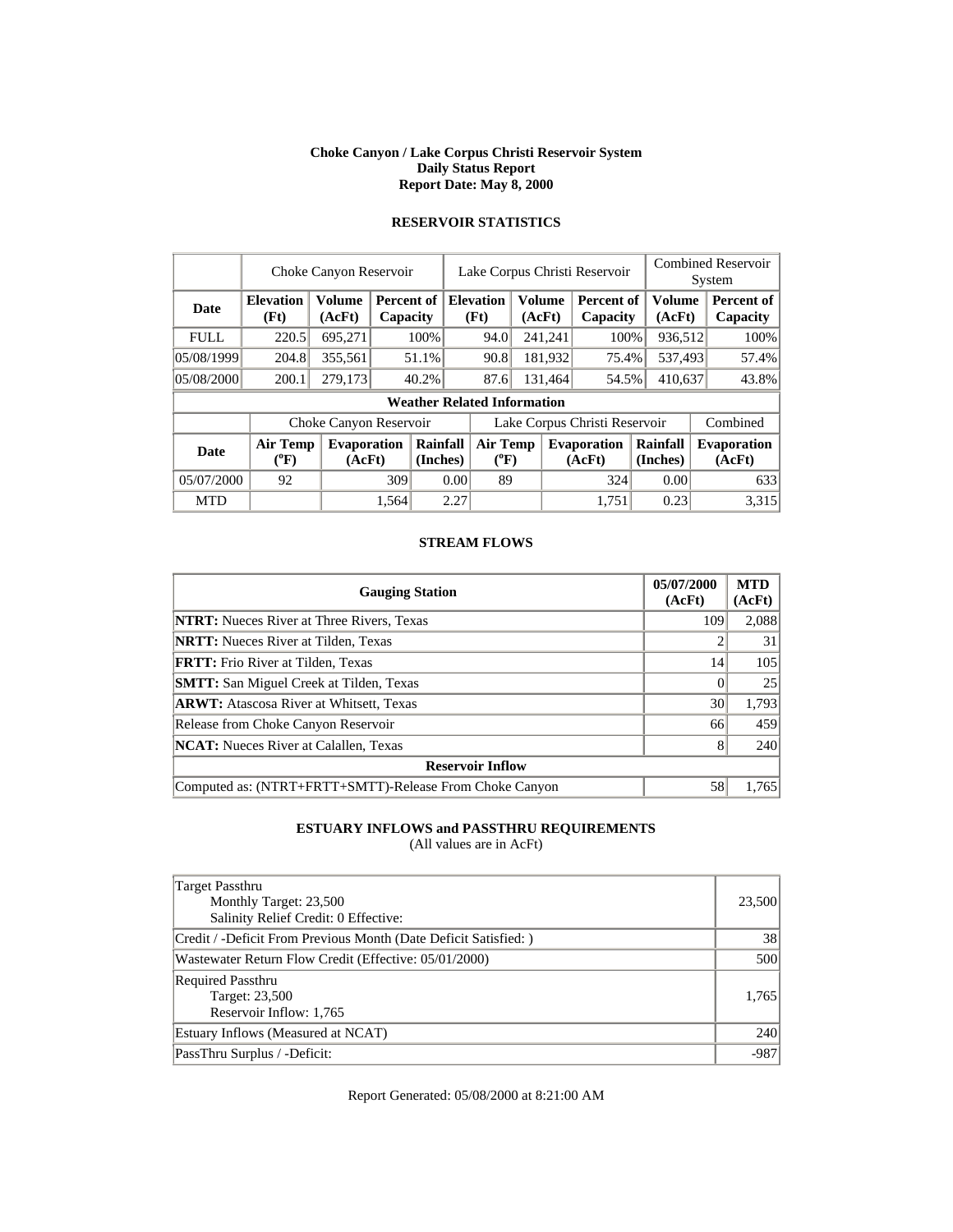**Choke Canyon / Lake Corpus Christi Reservoir System**
**Daily Status Report**
**Report Date: May 8, 2000**

## RESERVOIR STATISTICS

| | Choke Canyon Reservoir | | | Lake Corpus Christi Reservoir | | | Combined Reservoir System | |
|---|---|---|---|---|---|---|---|---|
| **Date** | **Elevation (Ft)** | **Volume (AcFt)** | **Percent of Capacity** | **Elevation (Ft)** | **Volume (AcFt)** | **Percent of Capacity** | **Volume (AcFt)** | **Percent of Capacity** |
| FULL | 220.5 | 695,271 | 100% | 94.0 | 241,241 | 100% | 936,512 | 100% |
| 05/08/1999 | 204.8 | 355,561 | 51.1% | 90.8 | 181,932 | 75.4% | 537,493 | 57.4% |
| 05/08/2000 | 200.1 | 279,173 | 40.2% | 87.6 | 131,464 | 54.5% | 410,637 | 43.8% |

**Weather Related Information**

| | Choke Canyon Reservoir | | | Lake Corpus Christi Reservoir | | | Combined |
|---|---|---|---|---|---|---|---|
| **Date** | **Air Temp (°F)** | **Evaporation (AcFt)** | **Rainfall (Inches)** | **Air Temp (°F)** | **Evaporation (AcFt)** | **Rainfall (Inches)** | **Evaporation (AcFt)** |
| 05/07/2000 | 92 | 309 | 0.00 | 89 | 324 | 0.00 | 633 |
| MTD | | 1,564 | 2.27 | | 1,751 | 0.23 | 3,315 |

## STREAM FLOWS

| Gauging Station | 05/07/2000 (AcFt) | MTD (AcFt) |
|---|---|---|
| **NTRT:** Nueces River at Three Rivers, Texas | 109 | 2,088 |
| **NRTT:** Nueces River at Tilden, Texas | 2 | 31 |
| **FRTT:** Frio River at Tilden, Texas | 14 | 105 |
| **SMTT:** San Miguel Creek at Tilden, Texas | 0 | 25 |
| **ARWT:** Atascosa River at Whitsett, Texas | 30 | 1,793 |
| Release from Choke Canyon Reservoir | 66 | 459 |
| **NCAT:** Nueces River at Calallen, Texas | 8 | 240 |
| **Reservoir Inflow** | | |
| Computed as: (NTRT+FRTT+SMTT)-Release From Choke Canyon | 58 | 1,765 |

## ESTUARY INFLOWS and PASSTHRU REQUIREMENTS

(All values are in AcFt)

| | |
|---|---|
| Target Passthru<br>Monthly Target: 23,500<br>Salinity Relief Credit: 0 Effective: | 23,500 |
| Credit / -Deficit From Previous Month (Date Deficit Satisfied: ) | 38 |
| Wastewater Return Flow Credit (Effective: 05/01/2000) | 500 |
| Required Passthru<br>Target: 23,500<br>Reservoir Inflow: 1,765 | 1,765 |
| Estuary Inflows (Measured at NCAT) | 240 |
| PassThru Surplus / -Deficit: | -987 |

Report Generated: 05/08/2000 at 8:21:00 AM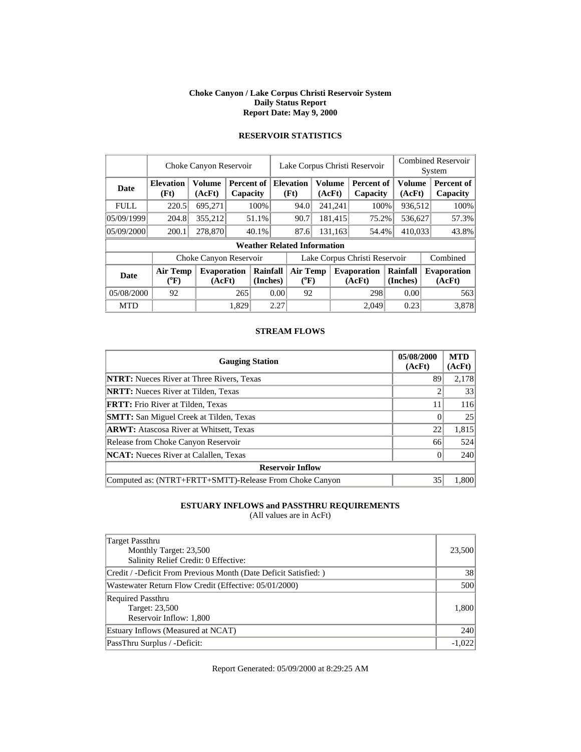**Choke Canyon / Lake Corpus Christi Reservoir System**
**Daily Status Report**
**Report Date: May 9, 2000**

## RESERVOIR STATISTICS

| | Choke Canyon Reservoir | | | Lake Corpus Christi Reservoir | | | Combined Reservoir System | |
|---|---|---|---|---|---|---|---|---|
| **Date** | **Elevation (Ft)** | **Volume (AcFt)** | **Percent of Capacity** | **Elevation (Ft)** | **Volume (AcFt)** | **Percent of Capacity** | **Volume (AcFt)** | **Percent of Capacity** |
| FULL | 220.5 | 695,271 | 100% | 94.0 | 241,241 | 100% | 936,512 | 100% |
| 05/09/1999 | 204.8 | 355,212 | 51.1% | 90.7 | 181,415 | 75.2% | 536,627 | 57.3% |
| 05/09/2000 | 200.1 | 278,870 | 40.1% | 87.6 | 131,163 | 54.4% | 410,033 | 43.8% |

**Weather Related Information**

| | Choke Canyon Reservoir | | | Lake Corpus Christi Reservoir | | | Combined |
|---|---|---|---|---|---|---|---|
| **Date** | **Air Temp (°F)** | **Evaporation (AcFt)** | **Rainfall (Inches)** | **Air Temp (°F)** | **Evaporation (AcFt)** | **Rainfall (Inches)** | **Evaporation (AcFt)** |
| 05/08/2000 | 92 | 265 | 0.00 | 92 | 298 | 0.00 | 563 |
| MTD | | 1,829 | 2.27 | | 2,049 | 0.23 | 3,878 |

## STREAM FLOWS

| Gauging Station | 05/08/2000 (AcFt) | MTD (AcFt) |
|---|---|---|
| **NTRT:** Nueces River at Three Rivers, Texas | 89 | 2,178 |
| **NRTT:** Nueces River at Tilden, Texas | 2 | 33 |
| **FRTT:** Frio River at Tilden, Texas | 11 | 116 |
| **SMTT:** San Miguel Creek at Tilden, Texas | 0 | 25 |
| **ARWT:** Atascosa River at Whitsett, Texas | 22 | 1,815 |
| Release from Choke Canyon Reservoir | 66 | 524 |
| **NCAT:** Nueces River at Calallen, Texas | 0 | 240 |
| **Reservoir Inflow** | | |
| Computed as: (NTRT+FRTT+SMTT)-Release From Choke Canyon | 35 | 1,800 |

## ESTUARY INFLOWS and PASSTHRU REQUIREMENTS

(All values are in AcFt)

| | |
|---|---|
| Target Passthru<br>Monthly Target: 23,500<br>Salinity Relief Credit: 0 Effective: | 23,500 |
| Credit / -Deficit From Previous Month (Date Deficit Satisfied: ) | 38 |
| Wastewater Return Flow Credit (Effective: 05/01/2000) | 500 |
| Required Passthru<br>Target: 23,500<br>Reservoir Inflow: 1,800 | 1,800 |
| Estuary Inflows (Measured at NCAT) | 240 |
| PassThru Surplus / -Deficit: | -1,022 |

Report Generated: 05/09/2000 at 8:29:25 AM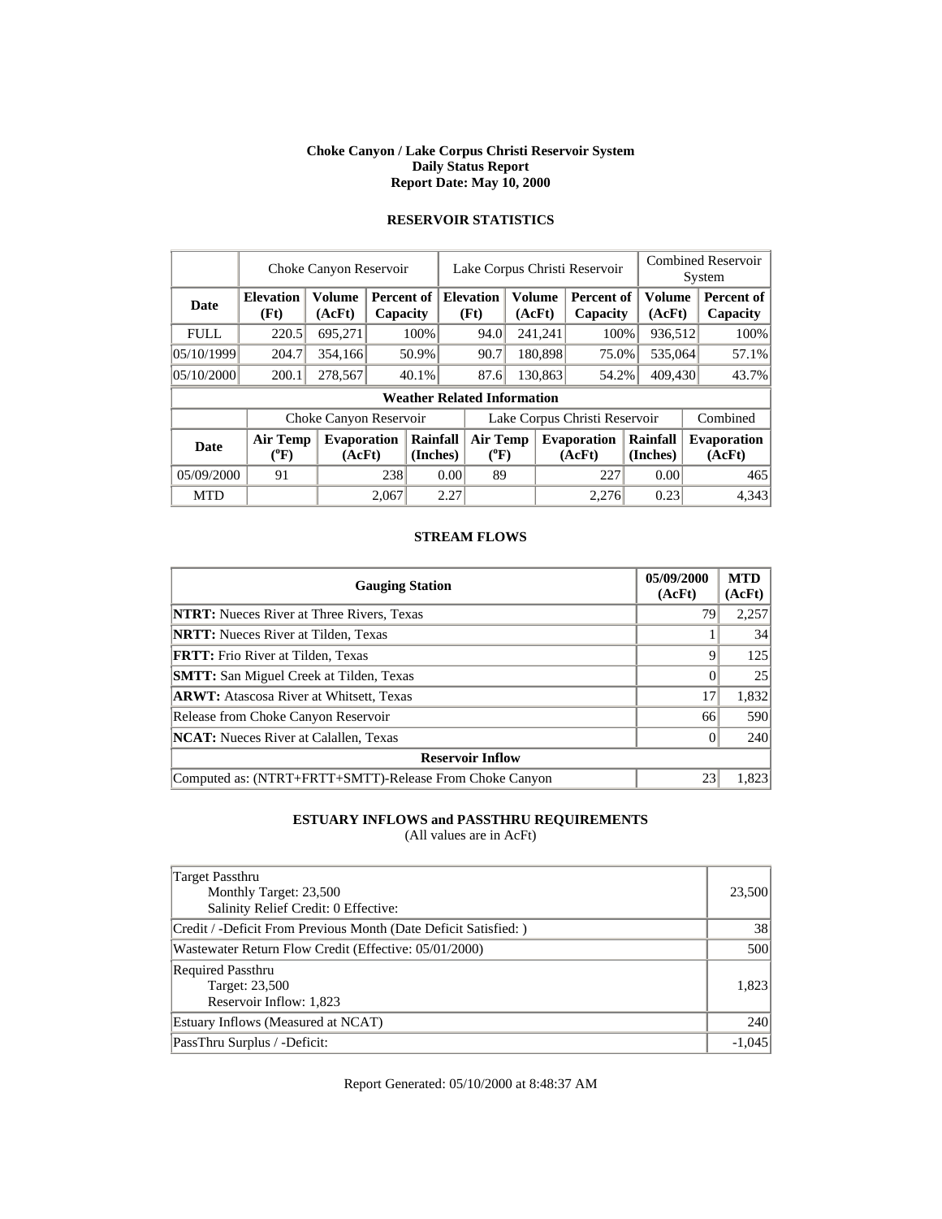**Choke Canyon / Lake Corpus Christi Reservoir System**
**Daily Status Report**
**Report Date: May 10, 2000**

## RESERVOIR STATISTICS

| | Choke Canyon Reservoir | | | Lake Corpus Christi Reservoir | | | Combined Reservoir System | |
|---|---|---|---|---|---|---|---|---|
| **Date** | **Elevation (Ft)** | **Volume (AcFt)** | **Percent of Capacity** | **Elevation (Ft)** | **Volume (AcFt)** | **Percent of Capacity** | **Volume (AcFt)** | **Percent of Capacity** |
| FULL | 220.5 | 695,271 | 100% | 94.0 | 241,241 | 100% | 936,512 | 100% |
| 05/10/1999 | 204.7 | 354,166 | 50.9% | 90.7 | 180,898 | 75.0% | 535,064 | 57.1% |
| 05/10/2000 | 200.1 | 278,567 | 40.1% | 87.6 | 130,863 | 54.2% | 409,430 | 43.7% |

**Weather Related Information**

| | Choke Canyon Reservoir | | | Lake Corpus Christi Reservoir | | | Combined |
|---|---|---|---|---|---|---|---|
| **Date** | **Air Temp (°F)** | **Evaporation (AcFt)** | **Rainfall (Inches)** | **Air Temp (°F)** | **Evaporation (AcFt)** | **Rainfall (Inches)** | **Evaporation (AcFt)** |
| 05/09/2000 | 91 | 238 | 0.00 | 89 | 227 | 0.00 | 465 |
| MTD | | 2,067 | 2.27 | | 2,276 | 0.23 | 4,343 |

## STREAM FLOWS

| Gauging Station | 05/09/2000 (AcFt) | MTD (AcFt) |
|---|---|---|
| **NTRT:** Nueces River at Three Rivers, Texas | 79 | 2,257 |
| **NRTT:** Nueces River at Tilden, Texas | 1 | 34 |
| **FRTT:** Frio River at Tilden, Texas | 9 | 125 |
| **SMTT:** San Miguel Creek at Tilden, Texas | 0 | 25 |
| **ARWT:** Atascosa River at Whitsett, Texas | 17 | 1,832 |
| Release from Choke Canyon Reservoir | 66 | 590 |
| **NCAT:** Nueces River at Calallen, Texas | 0 | 240 |
| **Reservoir Inflow** | | |
| Computed as: (NTRT+FRTT+SMTT)-Release From Choke Canyon | 23 | 1,823 |

## ESTUARY INFLOWS and PASSTHRU REQUIREMENTS

(All values are in AcFt)

| | |
|---|---|
| Target Passthru<br>Monthly Target: 23,500<br>Salinity Relief Credit: 0 Effective: | 23,500 |
| Credit / -Deficit From Previous Month (Date Deficit Satisfied: ) | 38 |
| Wastewater Return Flow Credit (Effective: 05/01/2000) | 500 |
| Required Passthru<br>Target: 23,500<br>Reservoir Inflow: 1,823 | 1,823 |
| Estuary Inflows (Measured at NCAT) | 240 |
| PassThru Surplus / -Deficit: | -1,045 |

Report Generated: 05/10/2000 at 8:48:37 AM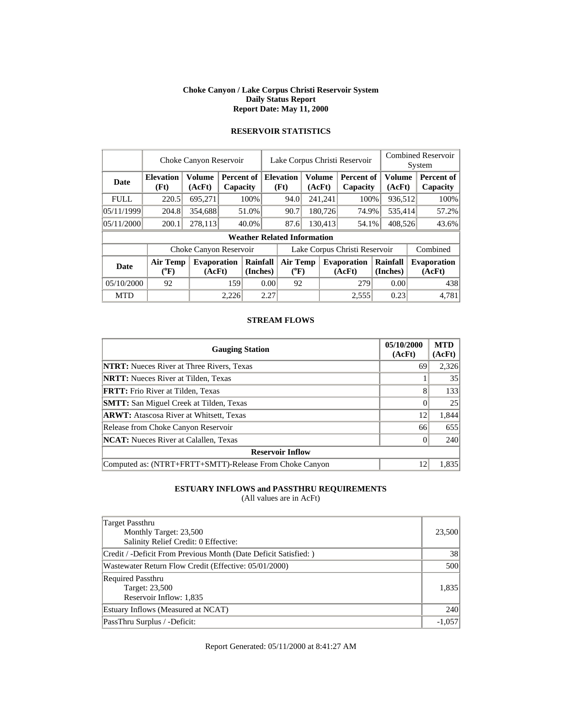**Choke Canyon / Lake Corpus Christi Reservoir System**
**Daily Status Report**
**Report Date: May 11, 2000**

## RESERVOIR STATISTICS

| | Choke Canyon Reservoir | | | Lake Corpus Christi Reservoir | | | Combined Reservoir System | |
|---|---|---|---|---|---|---|---|---|
| **Date** | **Elevation (Ft)** | **Volume (AcFt)** | **Percent of Capacity** | **Elevation (Ft)** | **Volume (AcFt)** | **Percent of Capacity** | **Volume (AcFt)** | **Percent of Capacity** |
| FULL | 220.5 | 695,271 | 100% | 94.0 | 241,241 | 100% | 936,512 | 100% |
| 05/11/1999 | 204.8 | 354,688 | 51.0% | 90.7 | 180,726 | 74.9% | 535,414 | 57.2% |
| 05/11/2000 | 200.1 | 278,113 | 40.0% | 87.6 | 130,413 | 54.1% | 408,526 | 43.6% |

**Weather Related Information**

| | Choke Canyon Reservoir | | | Lake Corpus Christi Reservoir | | | Combined |
|---|---|---|---|---|---|---|---|
| **Date** | **Air Temp (°F)** | **Evaporation (AcFt)** | **Rainfall (Inches)** | **Air Temp (°F)** | **Evaporation (AcFt)** | **Rainfall (Inches)** | **Evaporation (AcFt)** |
| 05/10/2000 | 92 | 159 | 0.00 | 92 | 279 | 0.00 | 438 |
| MTD | | 2,226 | 2.27 | | 2,555 | 0.23 | 4,781 |

## STREAM FLOWS

| Gauging Station | 05/10/2000 (AcFt) | MTD (AcFt) |
|---|---|---|
| **NTRT:** Nueces River at Three Rivers, Texas | 69 | 2,326 |
| **NRTT:** Nueces River at Tilden, Texas | 1 | 35 |
| **FRTT:** Frio River at Tilden, Texas | 8 | 133 |
| **SMTT:** San Miguel Creek at Tilden, Texas | 0 | 25 |
| **ARWT:** Atascosa River at Whitsett, Texas | 12 | 1,844 |
| Release from Choke Canyon Reservoir | 66 | 655 |
| **NCAT:** Nueces River at Calallen, Texas | 0 | 240 |
| **Reservoir Inflow** | | |
| Computed as: (NTRT+FRTT+SMTT)-Release From Choke Canyon | 12 | 1,835 |

## ESTUARY INFLOWS and PASSTHRU REQUIREMENTS

(All values are in AcFt)

| | |
|---|---|
| Target Passthru<br>Monthly Target: 23,500<br>Salinity Relief Credit: 0 Effective: | 23,500 |
| Credit / -Deficit From Previous Month (Date Deficit Satisfied: ) | 38 |
| Wastewater Return Flow Credit (Effective: 05/01/2000) | 500 |
| Required Passthru<br>Target: 23,500<br>Reservoir Inflow: 1,835 | 1,835 |
| Estuary Inflows (Measured at NCAT) | 240 |
| PassThru Surplus / -Deficit: | -1,057 |

Report Generated: 05/11/2000 at 8:41:27 AM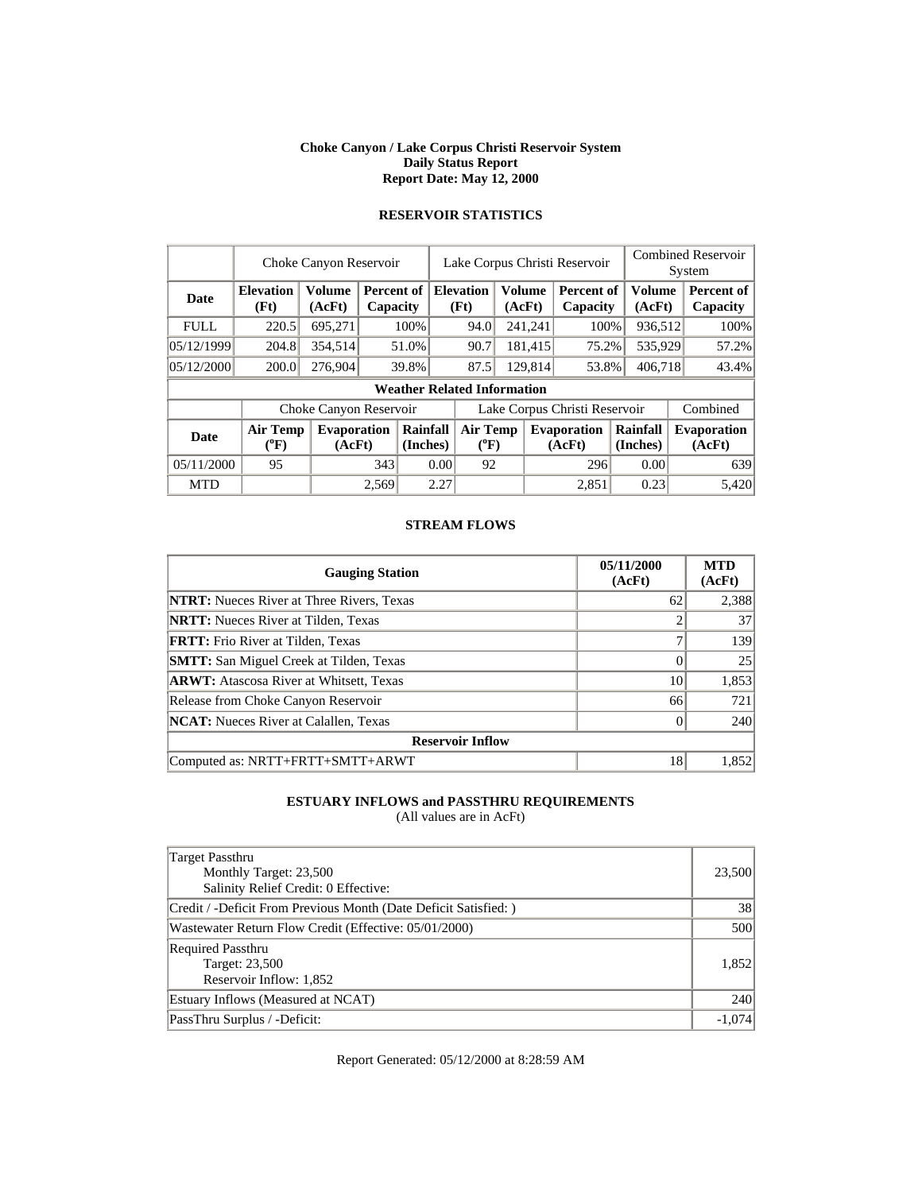**Choke Canyon / Lake Corpus Christi Reservoir System**
**Daily Status Report**
**Report Date: May 12, 2000**

## RESERVOIR STATISTICS

| | Choke Canyon Reservoir | | | Lake Corpus Christi Reservoir | | | Combined Reservoir System | |
|---|---|---|---|---|---|---|---|---|
| **Date** | **Elevation (Ft)** | **Volume (AcFt)** | **Percent of Capacity** | **Elevation (Ft)** | **Volume (AcFt)** | **Percent of Capacity** | **Volume (AcFt)** | **Percent of Capacity** |
| FULL | 220.5 | 695,271 | 100% | 94.0 | 241,241 | 100% | 936,512 | 100% |
| 05/12/1999 | 204.8 | 354,514 | 51.0% | 90.7 | 181,415 | 75.2% | 535,929 | 57.2% |
| 05/12/2000 | 200.0 | 276,904 | 39.8% | 87.5 | 129,814 | 53.8% | 406,718 | 43.4% |

**Weather Related Information**

| | Choke Canyon Reservoir | | | Lake Corpus Christi Reservoir | | | Combined |
|---|---|---|---|---|---|---|---|
| **Date** | **Air Temp (°F)** | **Evaporation (AcFt)** | **Rainfall (Inches)** | **Air Temp (°F)** | **Evaporation (AcFt)** | **Rainfall (Inches)** | **Evaporation (AcFt)** |
| 05/11/2000 | 95 | 343 | 0.00 | 92 | 296 | 0.00 | 639 |
| MTD | | 2,569 | 2.27 | | 2,851 | 0.23 | 5,420 |

## STREAM FLOWS

| Gauging Station | 05/11/2000 (AcFt) | MTD (AcFt) |
|---|---|---|
| **NTRT:** Nueces River at Three Rivers, Texas | 62 | 2,388 |
| **NRTT:** Nueces River at Tilden, Texas | 2 | 37 |
| **FRTT:** Frio River at Tilden, Texas | 7 | 139 |
| **SMTT:** San Miguel Creek at Tilden, Texas | 0 | 25 |
| **ARWT:** Atascosa River at Whitsett, Texas | 10 | 1,853 |
| Release from Choke Canyon Reservoir | 66 | 721 |
| **NCAT:** Nueces River at Calallen, Texas | 0 | 240 |
| **Reservoir Inflow** | | |
| Computed as: NRTT+FRTT+SMTT+ARWT | 18 | 1,852 |

## ESTUARY INFLOWS and PASSTHRU REQUIREMENTS

(All values are in AcFt)

| | |
|---|---|
| Target Passthru<br>Monthly Target: 23,500<br>Salinity Relief Credit: 0 Effective: | 23,500 |
| Credit / -Deficit From Previous Month (Date Deficit Satisfied: ) | 38 |
| Wastewater Return Flow Credit (Effective: 05/01/2000) | 500 |
| Required Passthru<br>Target: 23,500<br>Reservoir Inflow: 1,852 | 1,852 |
| Estuary Inflows (Measured at NCAT) | 240 |
| PassThru Surplus / -Deficit: | -1,074 |

Report Generated: 05/12/2000 at 8:28:59 AM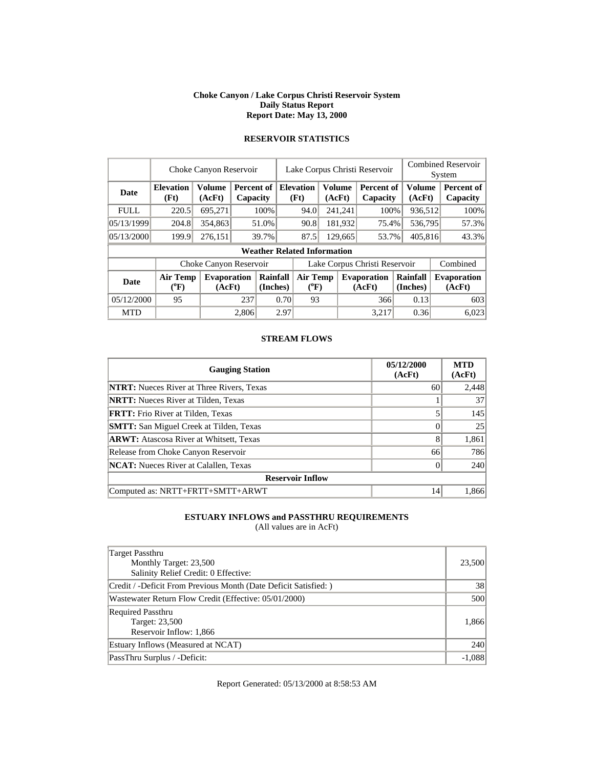# Choke Canyon / Lake Corpus Christi Reservoir System
## Daily Status Report
### Report Date: May 13, 2000

## RESERVOIR STATISTICS

| | Choke Canyon Reservoir | | | Lake Corpus Christi Reservoir | | | Combined Reservoir System | |
|---|---|---|---|---|---|---|---|---|
| **Date** | **Elevation (Ft)** | **Volume (AcFt)** | **Percent of Capacity** | **Elevation (Ft)** | **Volume (AcFt)** | **Percent of Capacity** | **Volume (AcFt)** | **Percent of Capacity** |
| FULL | 220.5 | 695,271 | 100% | 94.0 | 241,241 | 100% | 936,512 | 100% |
| 05/13/1999 | 204.8 | 354,863 | 51.0% | 90.8 | 181,932 | 75.4% | 536,795 | 57.3% |
| 05/13/2000 | 199.9 | 276,151 | 39.7% | 87.5 | 129,665 | 53.7% | 405,816 | 43.3% |

**Weather Related Information**

| | Choke Canyon Reservoir | | | Lake Corpus Christi Reservoir | | | Combined |
|---|---|---|---|---|---|---|---|
| **Date** | **Air Temp (°F)** | **Evaporation (AcFt)** | **Rainfall (Inches)** | **Air Temp (°F)** | **Evaporation (AcFt)** | **Rainfall (Inches)** | **Evaporation (AcFt)** |
| 05/12/2000 | 95 | 237 | 0.70 | 93 | 366 | 0.13 | 603 |
| MTD | | 2,806 | 2.97 | | 3,217 | 0.36 | 6,023 |

## STREAM FLOWS

| Gauging Station | 05/12/2000 (AcFt) | MTD (AcFt) |
|---|---|---|
| **NTRT:** Nueces River at Three Rivers, Texas | 60 | 2,448 |
| **NRTT:** Nueces River at Tilden, Texas | 1 | 37 |
| **FRTT:** Frio River at Tilden, Texas | 5 | 145 |
| **SMTT:** San Miguel Creek at Tilden, Texas | 0 | 25 |
| **ARWT:** Atascosa River at Whitsett, Texas | 8 | 1,861 |
| Release from Choke Canyon Reservoir | 66 | 786 |
| **NCAT:** Nueces River at Calallen, Texas | 0 | 240 |
| **Reservoir Inflow** | | |
| Computed as: NRTT+FRTT+SMTT+ARWT | 14 | 1,866 |

## ESTUARY INFLOWS and PASSTHRU REQUIREMENTS
(All values are in AcFt)

| | |
|---|---|
| Target Passthru<br>Monthly Target: 23,500<br>Salinity Relief Credit: 0 Effective: | 23,500 |
| Credit / -Deficit From Previous Month (Date Deficit Satisfied: ) | 38 |
| Wastewater Return Flow Credit (Effective: 05/01/2000) | 500 |
| Required Passthru<br>Target: 23,500<br>Reservoir Inflow: 1,866 | 1,866 |
| Estuary Inflows (Measured at NCAT) | 240 |
| PassThru Surplus / -Deficit: | -1,088 |

Report Generated: 05/13/2000 at 8:58:53 AM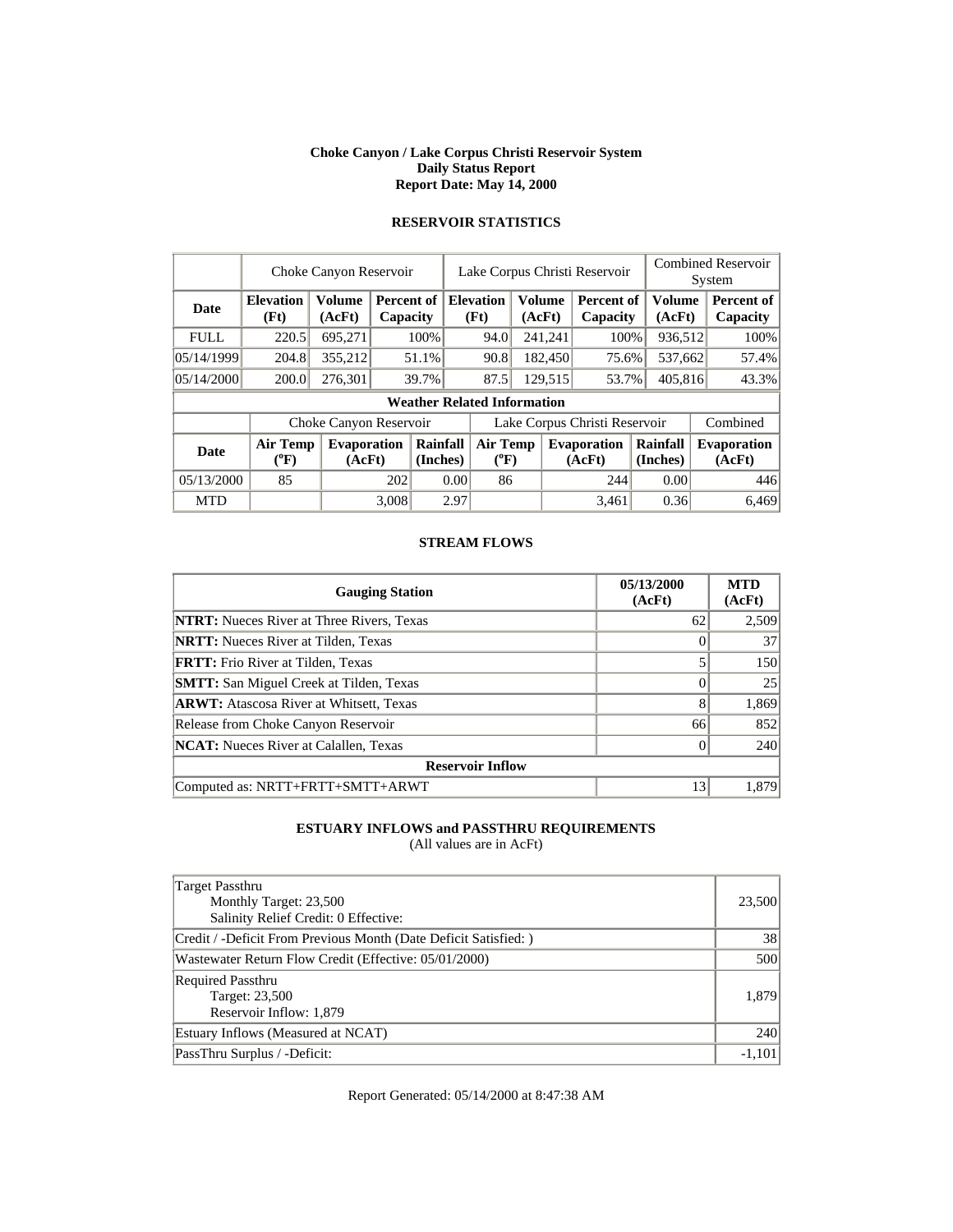**Choke Canyon / Lake Corpus Christi Reservoir System**
**Daily Status Report**
**Report Date: May 14, 2000**

## RESERVOIR STATISTICS

| | Choke Canyon Reservoir | | | Lake Corpus Christi Reservoir | | | Combined Reservoir System | |
|---|---|---|---|---|---|---|---|---|
| **Date** | **Elevation (Ft)** | **Volume (AcFt)** | **Percent of Capacity** | **Elevation (Ft)** | **Volume (AcFt)** | **Percent of Capacity** | **Volume (AcFt)** | **Percent of Capacity** |
| FULL | 220.5 | 695,271 | 100% | 94.0 | 241,241 | 100% | 936,512 | 100% |
| 05/14/1999 | 204.8 | 355,212 | 51.1% | 90.8 | 182,450 | 75.6% | 537,662 | 57.4% |
| 05/14/2000 | 200.0 | 276,301 | 39.7% | 87.5 | 129,515 | 53.7% | 405,816 | 43.3% |

**Weather Related Information**

| | Choke Canyon Reservoir | | | Lake Corpus Christi Reservoir | | | Combined |
|---|---|---|---|---|---|---|---|
| **Date** | **Air Temp (°F)** | **Evaporation (AcFt)** | **Rainfall (Inches)** | **Air Temp (°F)** | **Evaporation (AcFt)** | **Rainfall (Inches)** | **Evaporation (AcFt)** |
| 05/13/2000 | 85 | 202 | 0.00 | 86 | 244 | 0.00 | 446 |
| MTD | | 3,008 | 2.97 | | 3,461 | 0.36 | 6,469 |

## STREAM FLOWS

| Gauging Station | 05/13/2000 (AcFt) | MTD (AcFt) |
|---|---|---|
| **NTRT:** Nueces River at Three Rivers, Texas | 62 | 2,509 |
| **NRTT:** Nueces River at Tilden, Texas | 0 | 37 |
| **FRTT:** Frio River at Tilden, Texas | 5 | 150 |
| **SMTT:** San Miguel Creek at Tilden, Texas | 0 | 25 |
| **ARWT:** Atascosa River at Whitsett, Texas | 8 | 1,869 |
| Release from Choke Canyon Reservoir | 66 | 852 |
| **NCAT:** Nueces River at Calallen, Texas | 0 | 240 |
| **Reservoir Inflow** | | |
| Computed as: NRTT+FRTT+SMTT+ARWT | 13 | 1,879 |

## ESTUARY INFLOWS and PASSTHRU REQUIREMENTS

(All values are in AcFt)

| | |
|---|---|
| Target Passthru<br>Monthly Target: 23,500<br>Salinity Relief Credit: 0 Effective: | 23,500 |
| Credit / -Deficit From Previous Month (Date Deficit Satisfied: ) | 38 |
| Wastewater Return Flow Credit (Effective: 05/01/2000) | 500 |
| Required Passthru<br>Target: 23,500<br>Reservoir Inflow: 1,879 | 1,879 |
| Estuary Inflows (Measured at NCAT) | 240 |
| PassThru Surplus / -Deficit: | -1,101 |

Report Generated: 05/14/2000 at 8:47:38 AM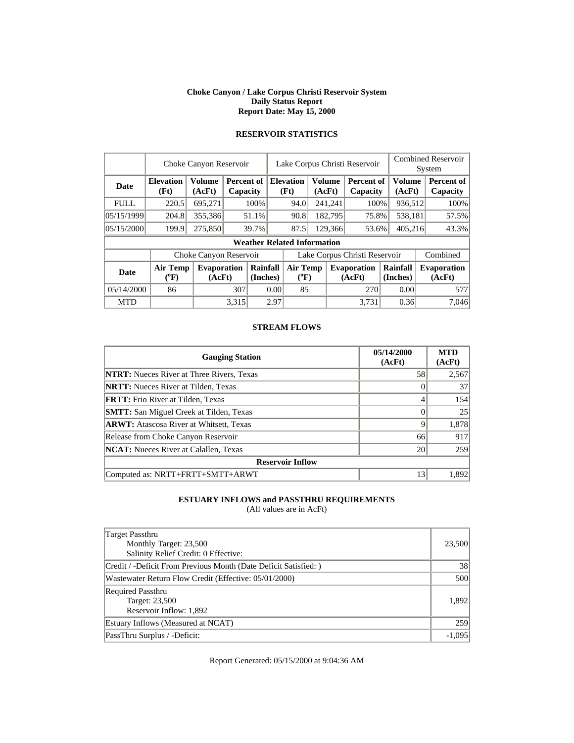**Choke Canyon / Lake Corpus Christi Reservoir System**
**Daily Status Report**
**Report Date: May 15, 2000**

## RESERVOIR STATISTICS

| | Choke Canyon Reservoir | | | Lake Corpus Christi Reservoir | | | Combined Reservoir System | |
|---|---|---|---|---|---|---|---|---|
| **Date** | **Elevation (Ft)** | **Volume (AcFt)** | **Percent of Capacity** | **Elevation (Ft)** | **Volume (AcFt)** | **Percent of Capacity** | **Volume (AcFt)** | **Percent of Capacity** |
| FULL | 220.5 | 695,271 | 100% | 94.0 | 241,241 | 100% | 936,512 | 100% |
| 05/15/1999 | 204.8 | 355,386 | 51.1% | 90.8 | 182,795 | 75.8% | 538,181 | 57.5% |
| 05/15/2000 | 199.9 | 275,850 | 39.7% | 87.5 | 129,366 | 53.6% | 405,216 | 43.3% |

**Weather Related Information**

| | Choke Canyon Reservoir | | | Lake Corpus Christi Reservoir | | | Combined |
|---|---|---|---|---|---|---|---|
| **Date** | **Air Temp (ºF)** | **Evaporation (AcFt)** | **Rainfall (Inches)** | **Air Temp (ºF)** | **Evaporation (AcFt)** | **Rainfall (Inches)** | **Evaporation (AcFt)** |
| 05/14/2000 | 86 | 307 | 0.00 | 85 | 270 | 0.00 | 577 |
| MTD | | 3,315 | 2.97 | | 3,731 | 0.36 | 7,046 |

## STREAM FLOWS

| Gauging Station | 05/14/2000 (AcFt) | MTD (AcFt) |
|---|---|---|
| **NTRT:** Nueces River at Three Rivers, Texas | 58 | 2,567 |
| **NRTT:** Nueces River at Tilden, Texas | 0 | 37 |
| **FRTT:** Frio River at Tilden, Texas | 4 | 154 |
| **SMTT:** San Miguel Creek at Tilden, Texas | 0 | 25 |
| **ARWT:** Atascosa River at Whitsett, Texas | 9 | 1,878 |
| Release from Choke Canyon Reservoir | 66 | 917 |
| **NCAT:** Nueces River at Calallen, Texas | 20 | 259 |
| **Reservoir Inflow** | | |
| Computed as: NRTT+FRTT+SMTT+ARWT | 13 | 1,892 |

## ESTUARY INFLOWS and PASSTHRU REQUIREMENTS

(All values are in AcFt)

| | |
|---|---|
| Target Passthru<br>Monthly Target: 23,500<br>Salinity Relief Credit: 0 Effective: | 23,500 |
| Credit / -Deficit From Previous Month (Date Deficit Satisfied: ) | 38 |
| Wastewater Return Flow Credit (Effective: 05/01/2000) | 500 |
| Required Passthru<br>Target: 23,500<br>Reservoir Inflow: 1,892 | 1,892 |
| Estuary Inflows (Measured at NCAT) | 259 |
| PassThru Surplus / -Deficit: | -1,095 |

Report Generated: 05/15/2000 at 9:04:36 AM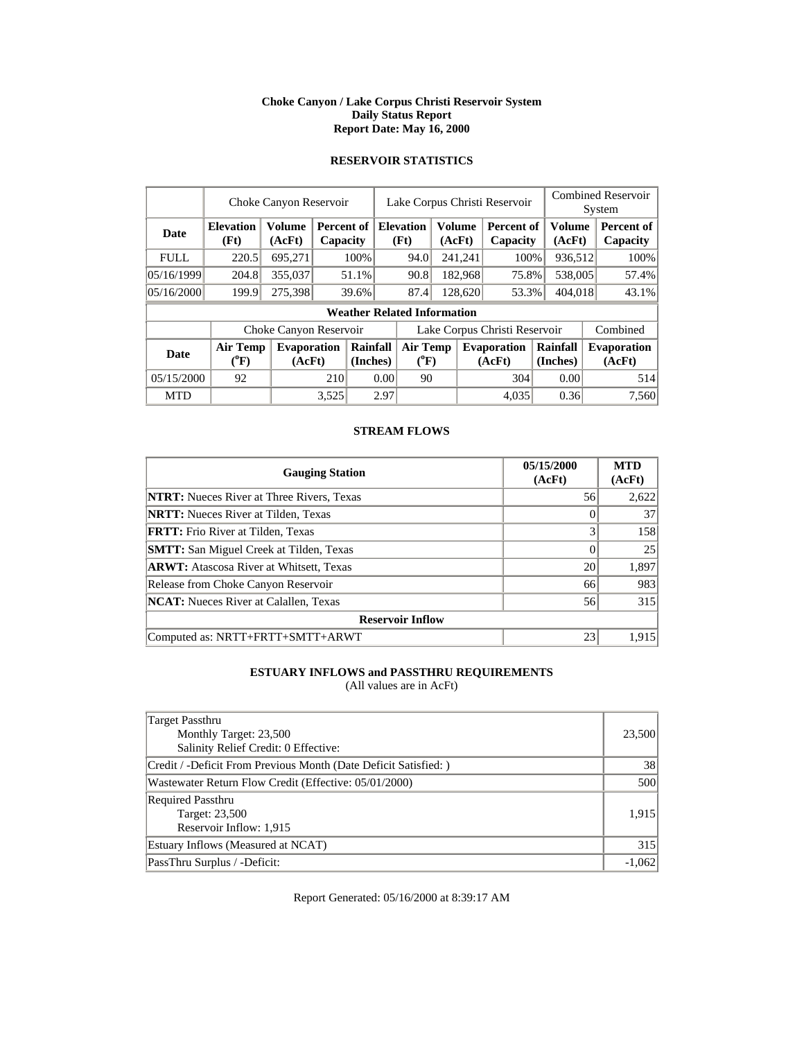**Choke Canyon / Lake Corpus Christi Reservoir System**
**Daily Status Report**
**Report Date: May 16, 2000**

## RESERVOIR STATISTICS

| | Choke Canyon Reservoir | | | Lake Corpus Christi Reservoir | | | Combined Reservoir System | |
|---|---|---|---|---|---|---|---|---|
| **Date** | **Elevation (Ft)** | **Volume (AcFt)** | **Percent of Capacity** | **Elevation (Ft)** | **Volume (AcFt)** | **Percent of Capacity** | **Volume (AcFt)** | **Percent of Capacity** |
| FULL | 220.5 | 695,271 | 100% | 94.0 | 241,241 | 100% | 936,512 | 100% |
| 05/16/1999 | 204.8 | 355,037 | 51.1% | 90.8 | 182,968 | 75.8% | 538,005 | 57.4% |
| 05/16/2000 | 199.9 | 275,398 | 39.6% | 87.4 | 128,620 | 53.3% | 404,018 | 43.1% |

**Weather Related Information**

| | Choke Canyon Reservoir | | | Lake Corpus Christi Reservoir | | | Combined |
|---|---|---|---|---|---|---|---|
| **Date** | **Air Temp (°F)** | **Evaporation (AcFt)** | **Rainfall (Inches)** | **Air Temp (°F)** | **Evaporation (AcFt)** | **Rainfall (Inches)** | **Evaporation (AcFt)** |
| 05/15/2000 | 92 | 210 | 0.00 | 90 | 304 | 0.00 | 514 |
| MTD | | 3,525 | 2.97 | | 4,035 | 0.36 | 7,560 |

## STREAM FLOWS

| Gauging Station | 05/15/2000 (AcFt) | MTD (AcFt) |
|---|---|---|
| **NTRT:** Nueces River at Three Rivers, Texas | 56 | 2,622 |
| **NRTT:** Nueces River at Tilden, Texas | 0 | 37 |
| **FRTT:** Frio River at Tilden, Texas | 3 | 158 |
| **SMTT:** San Miguel Creek at Tilden, Texas | 0 | 25 |
| **ARWT:** Atascosa River at Whitsett, Texas | 20 | 1,897 |
| Release from Choke Canyon Reservoir | 66 | 983 |
| **NCAT:** Nueces River at Calallen, Texas | 56 | 315 |
| **Reservoir Inflow** | | |
| Computed as: NRTT+FRTT+SMTT+ARWT | 23 | 1,915 |

## ESTUARY INFLOWS and PASSTHRU REQUIREMENTS
(All values are in AcFt)

| | |
|---|---|
| Target Passthru<br>Monthly Target: 23,500<br>Salinity Relief Credit: 0 Effective: | 23,500 |
| Credit / -Deficit From Previous Month (Date Deficit Satisfied: ) | 38 |
| Wastewater Return Flow Credit (Effective: 05/01/2000) | 500 |
| Required Passthru<br>Target: 23,500<br>Reservoir Inflow: 1,915 | 1,915 |
| Estuary Inflows (Measured at NCAT) | 315 |
| PassThru Surplus / -Deficit: | -1,062 |

Report Generated: 05/16/2000 at 8:39:17 AM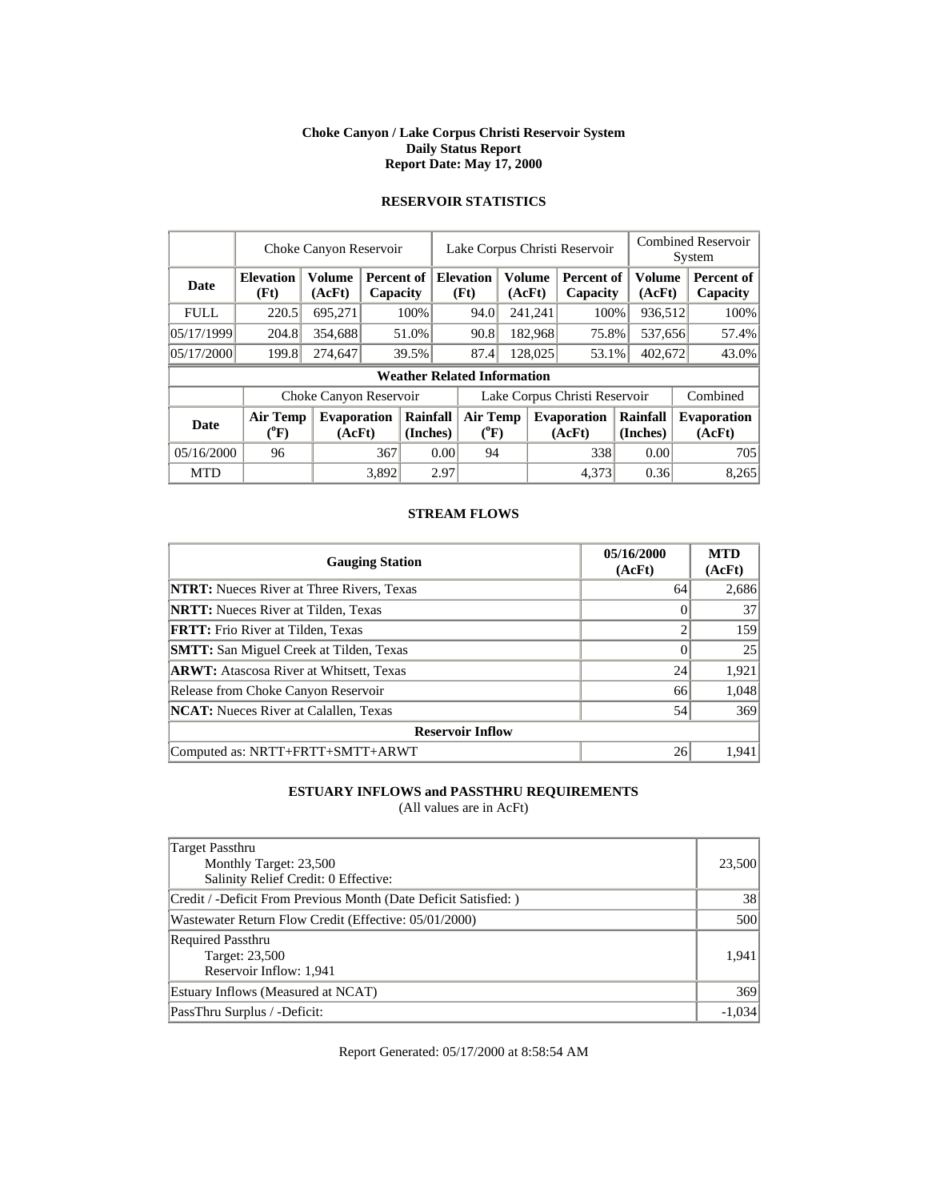**Choke Canyon / Lake Corpus Christi Reservoir System**
**Daily Status Report**
**Report Date: May 17, 2000**

## RESERVOIR STATISTICS

| | Choke Canyon Reservoir | | | Lake Corpus Christi Reservoir | | | Combined Reservoir System | |
|---|---|---|---|---|---|---|---|---|
| **Date** | **Elevation (Ft)** | **Volume (AcFt)** | **Percent of Capacity** | **Elevation (Ft)** | **Volume (AcFt)** | **Percent of Capacity** | **Volume (AcFt)** | **Percent of Capacity** |
| FULL | 220.5 | 695,271 | 100% | 94.0 | 241,241 | 100% | 936,512 | 100% |
| 05/17/1999 | 204.8 | 354,688 | 51.0% | 90.8 | 182,968 | 75.8% | 537,656 | 57.4% |
| 05/17/2000 | 199.8 | 274,647 | 39.5% | 87.4 | 128,025 | 53.1% | 402,672 | 43.0% |

**Weather Related Information**

| | Choke Canyon Reservoir | | | Lake Corpus Christi Reservoir | | | Combined |
|---|---|---|---|---|---|---|---|
| **Date** | **Air Temp (°F)** | **Evaporation (AcFt)** | **Rainfall (Inches)** | **Air Temp (°F)** | **Evaporation (AcFt)** | **Rainfall (Inches)** | **Evaporation (AcFt)** |
| 05/16/2000 | 96 | 367 | 0.00 | 94 | 338 | 0.00 | 705 |
| MTD | | 3,892 | 2.97 | | 4,373 | 0.36 | 8,265 |

## STREAM FLOWS

| Gauging Station | 05/16/2000 (AcFt) | MTD (AcFt) |
|---|---|---|
| **NTRT:** Nueces River at Three Rivers, Texas | 64 | 2,686 |
| **NRTT:** Nueces River at Tilden, Texas | 0 | 37 |
| **FRTT:** Frio River at Tilden, Texas | 2 | 159 |
| **SMTT:** San Miguel Creek at Tilden, Texas | 0 | 25 |
| **ARWT:** Atascosa River at Whitsett, Texas | 24 | 1,921 |
| Release from Choke Canyon Reservoir | 66 | 1,048 |
| **NCAT:** Nueces River at Calallen, Texas | 54 | 369 |
| **Reservoir Inflow** | | |
| Computed as: NRTT+FRTT+SMTT+ARWT | 26 | 1,941 |

## ESTUARY INFLOWS and PASSTHRU REQUIREMENTS

(All values are in AcFt)

| | |
|---|---|
| Target Passthru<br>Monthly Target: 23,500<br>Salinity Relief Credit: 0 Effective: | 23,500 |
| Credit / -Deficit From Previous Month (Date Deficit Satisfied: ) | 38 |
| Wastewater Return Flow Credit (Effective: 05/01/2000) | 500 |
| Required Passthru<br>Target: 23,500<br>Reservoir Inflow: 1,941 | 1,941 |
| Estuary Inflows (Measured at NCAT) | 369 |
| PassThru Surplus / -Deficit: | -1,034 |

Report Generated: 05/17/2000 at 8:58:54 AM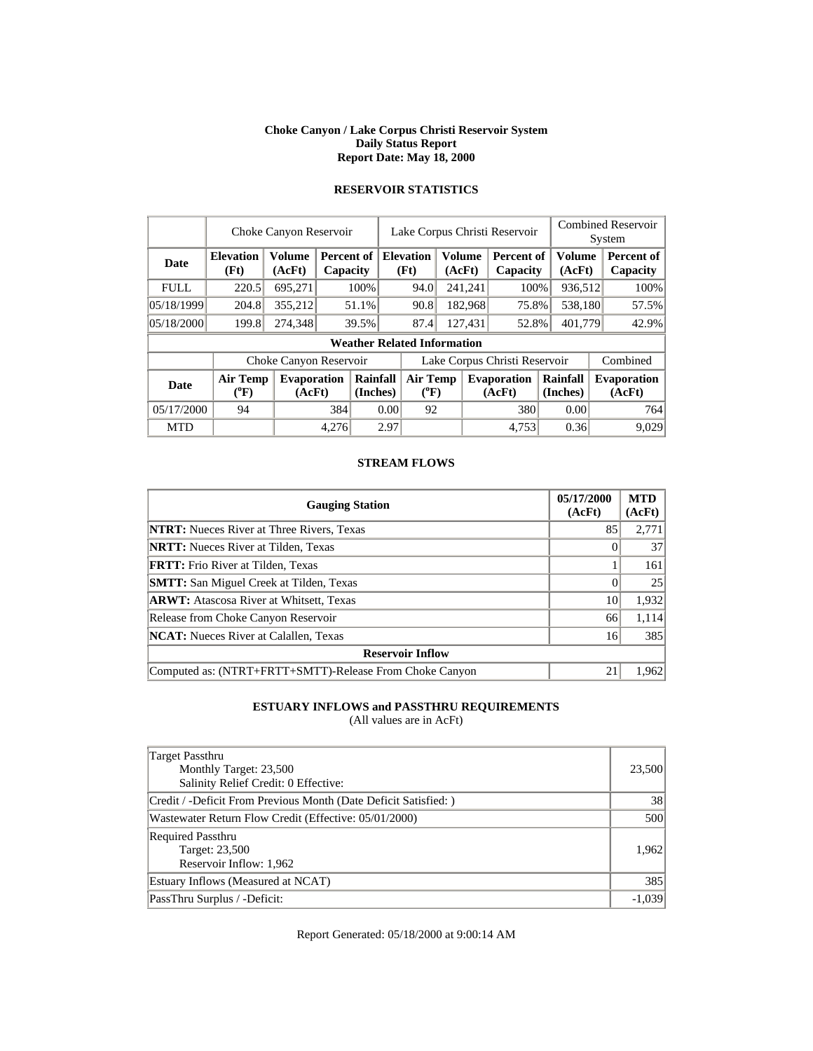# Choke Canyon / Lake Corpus Christi Reservoir System
## Daily Status Report
### Report Date: May 18, 2000

## RESERVOIR STATISTICS

| | Choke Canyon Reservoir | | | Lake Corpus Christi Reservoir | | | Combined Reservoir System | |
|---|---|---|---|---|---|---|---|---|
| **Date** | **Elevation (Ft)** | **Volume (AcFt)** | **Percent of Capacity** | **Elevation (Ft)** | **Volume (AcFt)** | **Percent of Capacity** | **Volume (AcFt)** | **Percent of Capacity** |
| FULL | 220.5 | 695,271 | 100% | 94.0 | 241,241 | 100% | 936,512 | 100% |
| 05/18/1999 | 204.8 | 355,212 | 51.1% | 90.8 | 182,968 | 75.8% | 538,180 | 57.5% |
| 05/18/2000 | 199.8 | 274,348 | 39.5% | 87.4 | 127,431 | 52.8% | 401,779 | 42.9% |

**Weather Related Information**

| | Choke Canyon Reservoir | | | Lake Corpus Christi Reservoir | | | Combined |
|---|---|---|---|---|---|---|---|
| **Date** | **Air Temp (°F)** | **Evaporation (AcFt)** | **Rainfall (Inches)** | **Air Temp (°F)** | **Evaporation (AcFt)** | **Rainfall (Inches)** | **Evaporation (AcFt)** |
| 05/17/2000 | 94 | 384 | 0.00 | 92 | 380 | 0.00 | 764 |
| MTD | | 4,276 | 2.97 | | 4,753 | 0.36 | 9,029 |

## STREAM FLOWS

| Gauging Station | 05/17/2000 (AcFt) | MTD (AcFt) |
|---|---|---|
| **NTRT:** Nueces River at Three Rivers, Texas | 85 | 2,771 |
| **NRTT:** Nueces River at Tilden, Texas | 0 | 37 |
| **FRTT:** Frio River at Tilden, Texas | 1 | 161 |
| **SMTT:** San Miguel Creek at Tilden, Texas | 0 | 25 |
| **ARWT:** Atascosa River at Whitsett, Texas | 10 | 1,932 |
| Release from Choke Canyon Reservoir | 66 | 1,114 |
| **NCAT:** Nueces River at Calallen, Texas | 16 | 385 |
| **Reservoir Inflow** | | |
| Computed as: (NTRT+FRTT+SMTT)-Release From Choke Canyon | 21 | 1,962 |

## ESTUARY INFLOWS and PASSTHRU REQUIREMENTS

(All values are in AcFt)

| | |
|---|---|
| Target Passthru<br>Monthly Target: 23,500<br>Salinity Relief Credit: 0 Effective: | 23,500 |
| Credit / -Deficit From Previous Month (Date Deficit Satisfied: ) | 38 |
| Wastewater Return Flow Credit (Effective: 05/01/2000) | 500 |
| Required Passthru<br>Target: 23,500<br>Reservoir Inflow: 1,962 | 1,962 |
| Estuary Inflows (Measured at NCAT) | 385 |
| PassThru Surplus / -Deficit: | -1,039 |

Report Generated: 05/18/2000 at 9:00:14 AM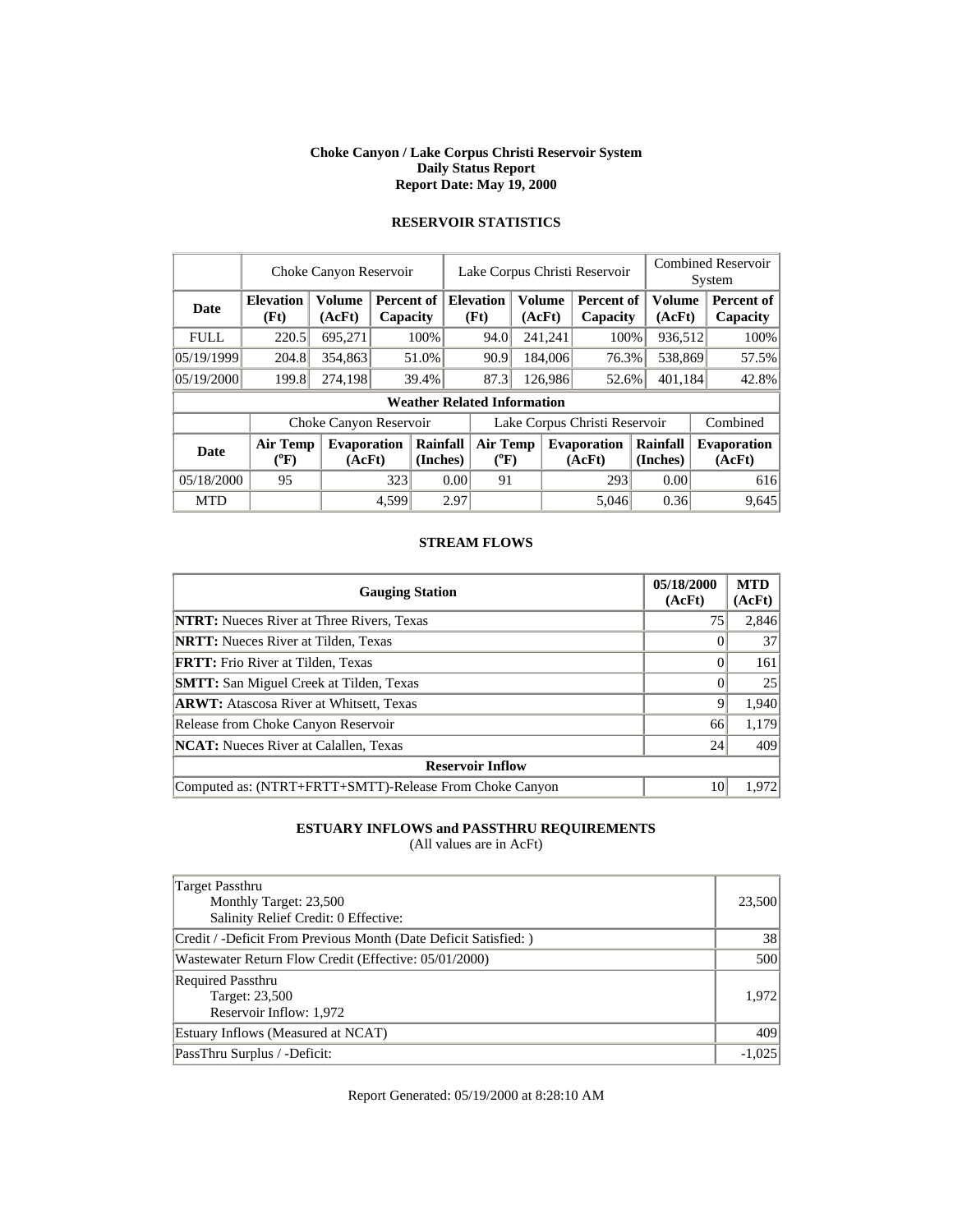**Choke Canyon / Lake Corpus Christi Reservoir System**
**Daily Status Report**
**Report Date: May 19, 2000**

## RESERVOIR STATISTICS

| | Choke Canyon Reservoir | | | Lake Corpus Christi Reservoir | | | Combined Reservoir System | |
|---|---|---|---|---|---|---|---|---|
| **Date** | **Elevation (Ft)** | **Volume (AcFt)** | **Percent of Capacity** | **Elevation (Ft)** | **Volume (AcFt)** | **Percent of Capacity** | **Volume (AcFt)** | **Percent of Capacity** |
| FULL | 220.5 | 695,271 | 100% | 94.0 | 241,241 | 100% | 936,512 | 100% |
| 05/19/1999 | 204.8 | 354,863 | 51.0% | 90.9 | 184,006 | 76.3% | 538,869 | 57.5% |
| 05/19/2000 | 199.8 | 274,198 | 39.4% | 87.3 | 126,986 | 52.6% | 401,184 | 42.8% |

**Weather Related Information**

| | Choke Canyon Reservoir | | | Lake Corpus Christi Reservoir | | | Combined |
|---|---|---|---|---|---|---|---|
| **Date** | **Air Temp (°F)** | **Evaporation (AcFt)** | **Rainfall (Inches)** | **Air Temp (°F)** | **Evaporation (AcFt)** | **Rainfall (Inches)** | **Evaporation (AcFt)** |
| 05/18/2000 | 95 | 323 | 0.00 | 91 | 293 | 0.00 | 616 |
| MTD | | 4,599 | 2.97 | | 5,046 | 0.36 | 9,645 |

## STREAM FLOWS

| Gauging Station | 05/18/2000 (AcFt) | MTD (AcFt) |
|---|---|---|
| **NTRT:** Nueces River at Three Rivers, Texas | 75 | 2,846 |
| **NRTT:** Nueces River at Tilden, Texas | 0 | 37 |
| **FRTT:** Frio River at Tilden, Texas | 0 | 161 |
| **SMTT:** San Miguel Creek at Tilden, Texas | 0 | 25 |
| **ARWT:** Atascosa River at Whitsett, Texas | 9 | 1,940 |
| Release from Choke Canyon Reservoir | 66 | 1,179 |
| **NCAT:** Nueces River at Calallen, Texas | 24 | 409 |
| **Reservoir Inflow** | | |
| Computed as: (NTRT+FRTT+SMTT)-Release From Choke Canyon | 10 | 1,972 |

## ESTUARY INFLOWS and PASSTHRU REQUIREMENTS

(All values are in AcFt)

| | |
|---|---|
| Target Passthru<br>Monthly Target: 23,500<br>Salinity Relief Credit: 0 Effective: | 23,500 |
| Credit / -Deficit From Previous Month (Date Deficit Satisfied: ) | 38 |
| Wastewater Return Flow Credit (Effective: 05/01/2000) | 500 |
| Required Passthru<br>Target: 23,500<br>Reservoir Inflow: 1,972 | 1,972 |
| Estuary Inflows (Measured at NCAT) | 409 |
| PassThru Surplus / -Deficit: | -1,025 |

Report Generated: 05/19/2000 at 8:28:10 AM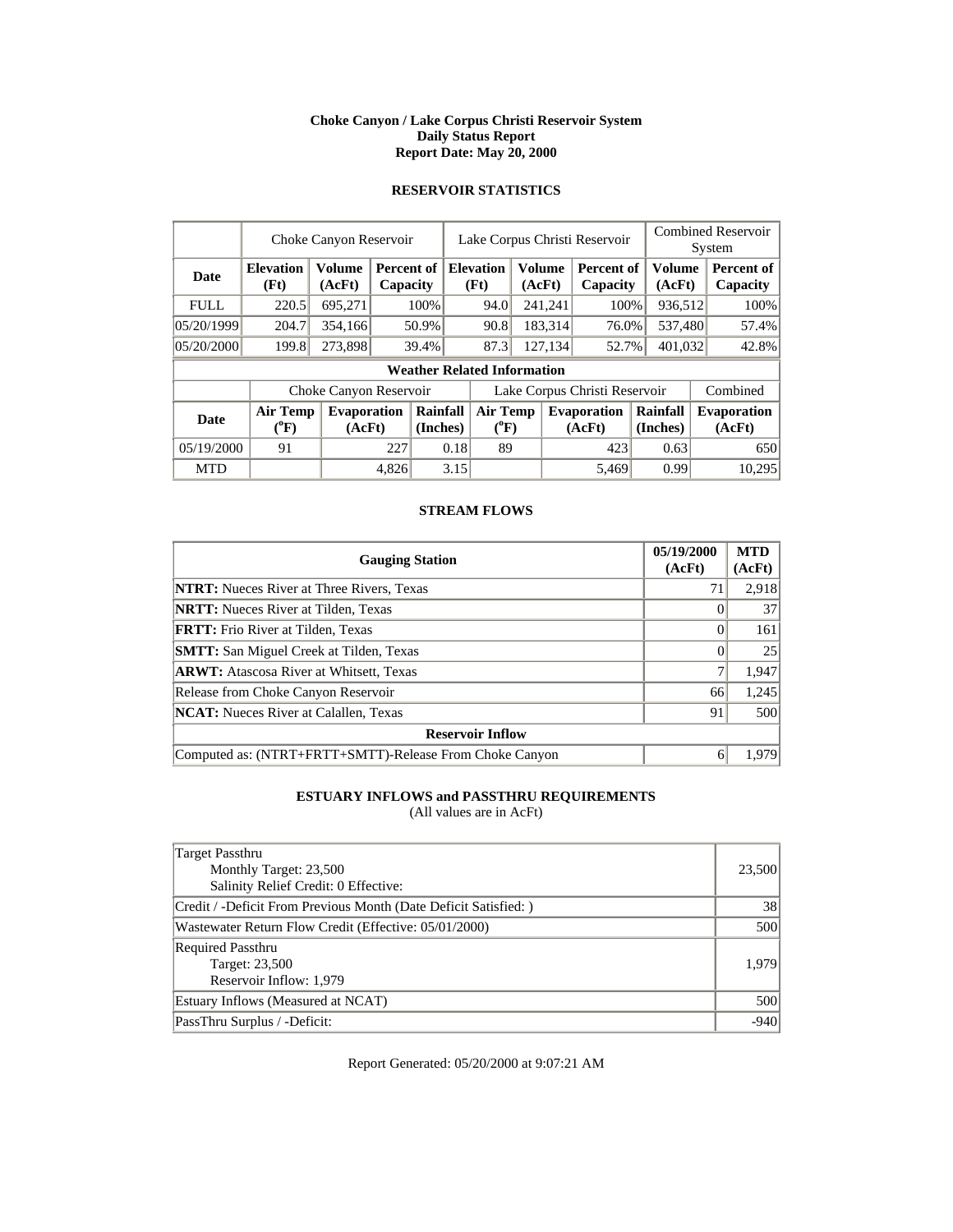**Choke Canyon / Lake Corpus Christi Reservoir System**
**Daily Status Report**
**Report Date: May 20, 2000**

## RESERVOIR STATISTICS

| | Choke Canyon Reservoir | | | Lake Corpus Christi Reservoir | | | Combined Reservoir System | |
|---|---|---|---|---|---|---|---|---|
| **Date** | **Elevation (Ft)** | **Volume (AcFt)** | **Percent of Capacity** | **Elevation (Ft)** | **Volume (AcFt)** | **Percent of Capacity** | **Volume (AcFt)** | **Percent of Capacity** |
| FULL | 220.5 | 695,271 | 100% | 94.0 | 241,241 | 100% | 936,512 | 100% |
| 05/20/1999 | 204.7 | 354,166 | 50.9% | 90.8 | 183,314 | 76.0% | 537,480 | 57.4% |
| 05/20/2000 | 199.8 | 273,898 | 39.4% | 87.3 | 127,134 | 52.7% | 401,032 | 42.8% |

**Weather Related Information**

| | Choke Canyon Reservoir | | | Lake Corpus Christi Reservoir | | | Combined |
|---|---|---|---|---|---|---|---|
| **Date** | **Air Temp (°F)** | **Evaporation (AcFt)** | **Rainfall (Inches)** | **Air Temp (°F)** | **Evaporation (AcFt)** | **Rainfall (Inches)** | **Evaporation (AcFt)** |
| 05/19/2000 | 91 | 227 | 0.18 | 89 | 423 | 0.63 | 650 |
| MTD | | 4,826 | 3.15 | | 5,469 | 0.99 | 10,295 |

## STREAM FLOWS

| Gauging Station | 05/19/2000 (AcFt) | MTD (AcFt) |
|---|---|---|
| **NTRT:** Nueces River at Three Rivers, Texas | 71 | 2,918 |
| **NRTT:** Nueces River at Tilden, Texas | 0 | 37 |
| **FRTT:** Frio River at Tilden, Texas | 0 | 161 |
| **SMTT:** San Miguel Creek at Tilden, Texas | 0 | 25 |
| **ARWT:** Atascosa River at Whitsett, Texas | 7 | 1,947 |
| Release from Choke Canyon Reservoir | 66 | 1,245 |
| **NCAT:** Nueces River at Calallen, Texas | 91 | 500 |
| **Reservoir Inflow** | | |
| Computed as: (NTRT+FRTT+SMTT)-Release From Choke Canyon | 6 | 1,979 |

## ESTUARY INFLOWS and PASSTHRU REQUIREMENTS

(All values are in AcFt)

| | |
|---|---|
| Target Passthru<br>Monthly Target: 23,500<br>Salinity Relief Credit: 0 Effective: | 23,500 |
| Credit / -Deficit From Previous Month (Date Deficit Satisfied: ) | 38 |
| Wastewater Return Flow Credit (Effective: 05/01/2000) | 500 |
| Required Passthru<br>Target: 23,500<br>Reservoir Inflow: 1,979 | 1,979 |
| Estuary Inflows (Measured at NCAT) | 500 |
| PassThru Surplus / -Deficit: | -940 |

Report Generated: 05/20/2000 at 9:07:21 AM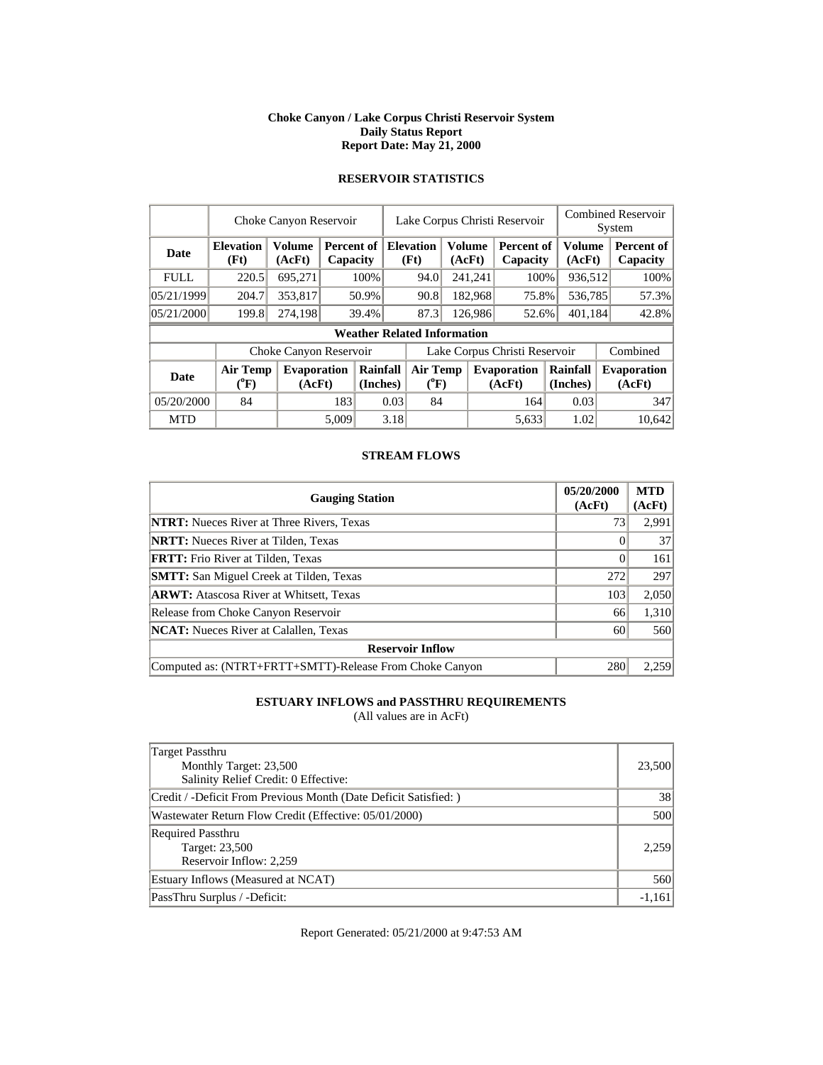**Choke Canyon / Lake Corpus Christi Reservoir System**
**Daily Status Report**
**Report Date: May 21, 2000**

## RESERVOIR STATISTICS

| | Choke Canyon Reservoir | | | Lake Corpus Christi Reservoir | | | Combined Reservoir System | |
|---|---|---|---|---|---|---|---|---|
| **Date** | **Elevation (Ft)** | **Volume (AcFt)** | **Percent of Capacity** | **Elevation (Ft)** | **Volume (AcFt)** | **Percent of Capacity** | **Volume (AcFt)** | **Percent of Capacity** |
| FULL | 220.5 | 695,271 | 100% | 94.0 | 241,241 | 100% | 936,512 | 100% |
| 05/21/1999 | 204.7 | 353,817 | 50.9% | 90.8 | 182,968 | 75.8% | 536,785 | 57.3% |
| 05/21/2000 | 199.8 | 274,198 | 39.4% | 87.3 | 126,986 | 52.6% | 401,184 | 42.8% |

**Weather Related Information**

| | Choke Canyon Reservoir | | | Lake Corpus Christi Reservoir | | | Combined |
|---|---|---|---|---|---|---|---|
| **Date** | **Air Temp (°F)** | **Evaporation (AcFt)** | **Rainfall (Inches)** | **Air Temp (°F)** | **Evaporation (AcFt)** | **Rainfall (Inches)** | **Evaporation (AcFt)** |
| 05/20/2000 | 84 | 183 | 0.03 | 84 | 164 | 0.03 | 347 |
| MTD | | 5,009 | 3.18 | | 5,633 | 1.02 | 10,642 |

## STREAM FLOWS

| Gauging Station | 05/20/2000 (AcFt) | MTD (AcFt) |
|---|---|---|
| **NTRT:** Nueces River at Three Rivers, Texas | 73 | 2,991 |
| **NRTT:** Nueces River at Tilden, Texas | 0 | 37 |
| **FRTT:** Frio River at Tilden, Texas | 0 | 161 |
| **SMTT:** San Miguel Creek at Tilden, Texas | 272 | 297 |
| **ARWT:** Atascosa River at Whitsett, Texas | 103 | 2,050 |
| Release from Choke Canyon Reservoir | 66 | 1,310 |
| **NCAT:** Nueces River at Calallen, Texas | 60 | 560 |
| **Reservoir Inflow** | | |
| Computed as: (NTRT+FRTT+SMTT)-Release From Choke Canyon | 280 | 2,259 |

## ESTUARY INFLOWS and PASSTHRU REQUIREMENTS

(All values are in AcFt)

| | |
|---|---|
| Target Passthru<br>Monthly Target: 23,500<br>Salinity Relief Credit: 0 Effective: | 23,500 |
| Credit / -Deficit From Previous Month (Date Deficit Satisfied: ) | 38 |
| Wastewater Return Flow Credit (Effective: 05/01/2000) | 500 |
| Required Passthru<br>Target: 23,500<br>Reservoir Inflow: 2,259 | 2,259 |
| Estuary Inflows (Measured at NCAT) | 560 |
| PassThru Surplus / -Deficit: | -1,161 |

Report Generated: 05/21/2000 at 9:47:53 AM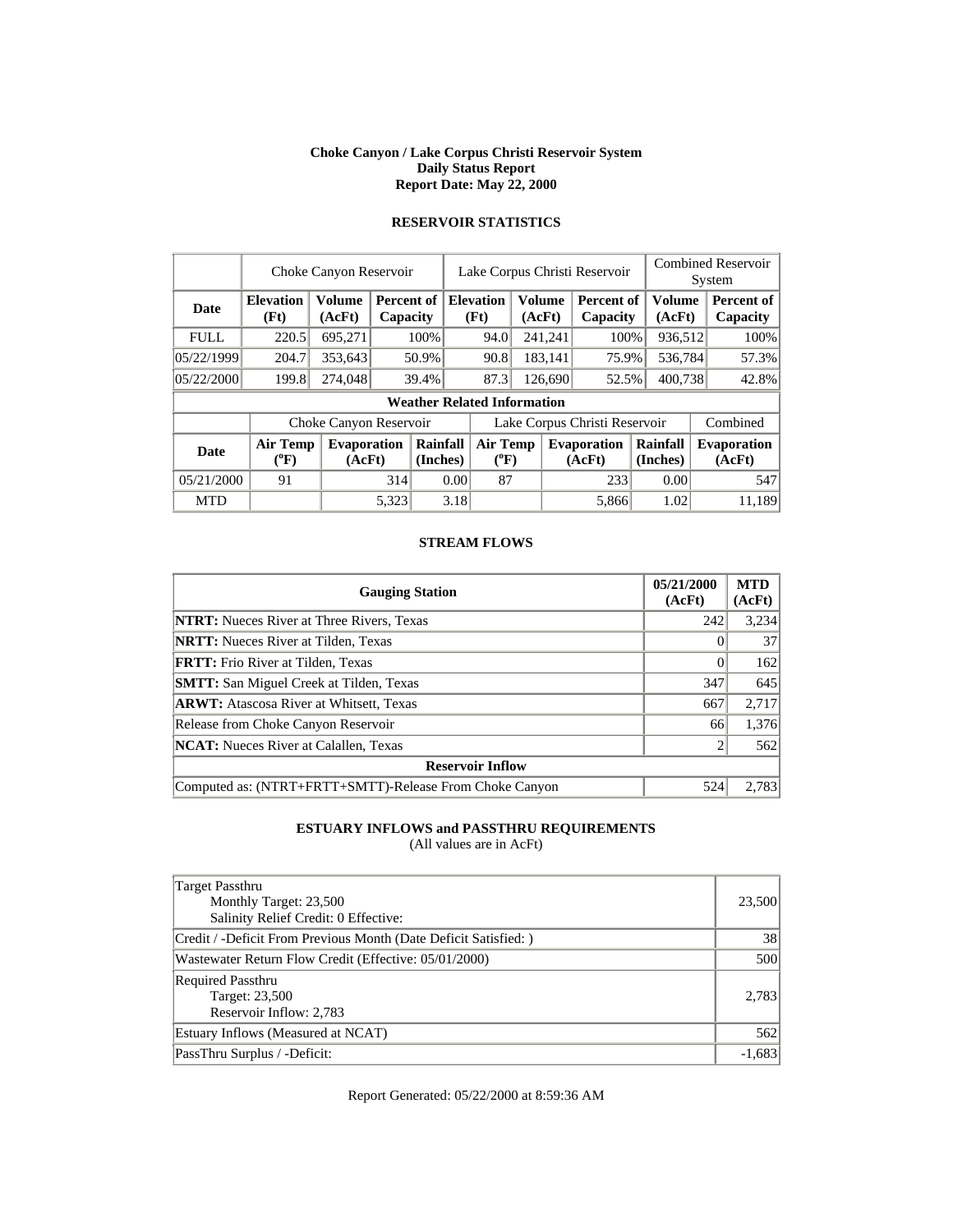**Choke Canyon / Lake Corpus Christi Reservoir System**
**Daily Status Report**
**Report Date: May 22, 2000**

## RESERVOIR STATISTICS

| | Choke Canyon Reservoir | | | Lake Corpus Christi Reservoir | | | Combined Reservoir System | |
|---|---|---|---|---|---|---|---|---|
| **Date** | **Elevation (Ft)** | **Volume (AcFt)** | **Percent of Capacity** | **Elevation (Ft)** | **Volume (AcFt)** | **Percent of Capacity** | **Volume (AcFt)** | **Percent of Capacity** |
| FULL | 220.5 | 695,271 | 100% | 94.0 | 241,241 | 100% | 936,512 | 100% |
| 05/22/1999 | 204.7 | 353,643 | 50.9% | 90.8 | 183,141 | 75.9% | 536,784 | 57.3% |
| 05/22/2000 | 199.8 | 274,048 | 39.4% | 87.3 | 126,690 | 52.5% | 400,738 | 42.8% |

**Weather Related Information**

| | Choke Canyon Reservoir | | | Lake Corpus Christi Reservoir | | | Combined |
|---|---|---|---|---|---|---|---|
| **Date** | **Air Temp (°F)** | **Evaporation (AcFt)** | **Rainfall (Inches)** | **Air Temp (°F)** | **Evaporation (AcFt)** | **Rainfall (Inches)** | **Evaporation (AcFt)** |
| 05/21/2000 | 91 | 314 | 0.00 | 87 | 233 | 0.00 | 547 |
| MTD | | 5,323 | 3.18 | | 5,866 | 1.02 | 11,189 |

## STREAM FLOWS

| Gauging Station | 05/21/2000 (AcFt) | MTD (AcFt) |
|---|---|---|
| **NTRT:** Nueces River at Three Rivers, Texas | 242 | 3,234 |
| **NRTT:** Nueces River at Tilden, Texas | 0 | 37 |
| **FRTT:** Frio River at Tilden, Texas | 0 | 162 |
| **SMTT:** San Miguel Creek at Tilden, Texas | 347 | 645 |
| **ARWT:** Atascosa River at Whitsett, Texas | 667 | 2,717 |
| Release from Choke Canyon Reservoir | 66 | 1,376 |
| **NCAT:** Nueces River at Calallen, Texas | 2 | 562 |
| **Reservoir Inflow** | | |
| Computed as: (NTRT+FRTT+SMTT)-Release From Choke Canyon | 524 | 2,783 |

## ESTUARY INFLOWS and PASSTHRU REQUIREMENTS

(All values are in AcFt)

| | |
|---|---|
| Target Passthru<br>Monthly Target: 23,500<br>Salinity Relief Credit: 0 Effective: | 23,500 |
| Credit / -Deficit From Previous Month (Date Deficit Satisfied: ) | 38 |
| Wastewater Return Flow Credit (Effective: 05/01/2000) | 500 |
| Required Passthru<br>Target: 23,500<br>Reservoir Inflow: 2,783 | 2,783 |
| Estuary Inflows (Measured at NCAT) | 562 |
| PassThru Surplus / -Deficit: | -1,683 |

Report Generated: 05/22/2000 at 8:59:36 AM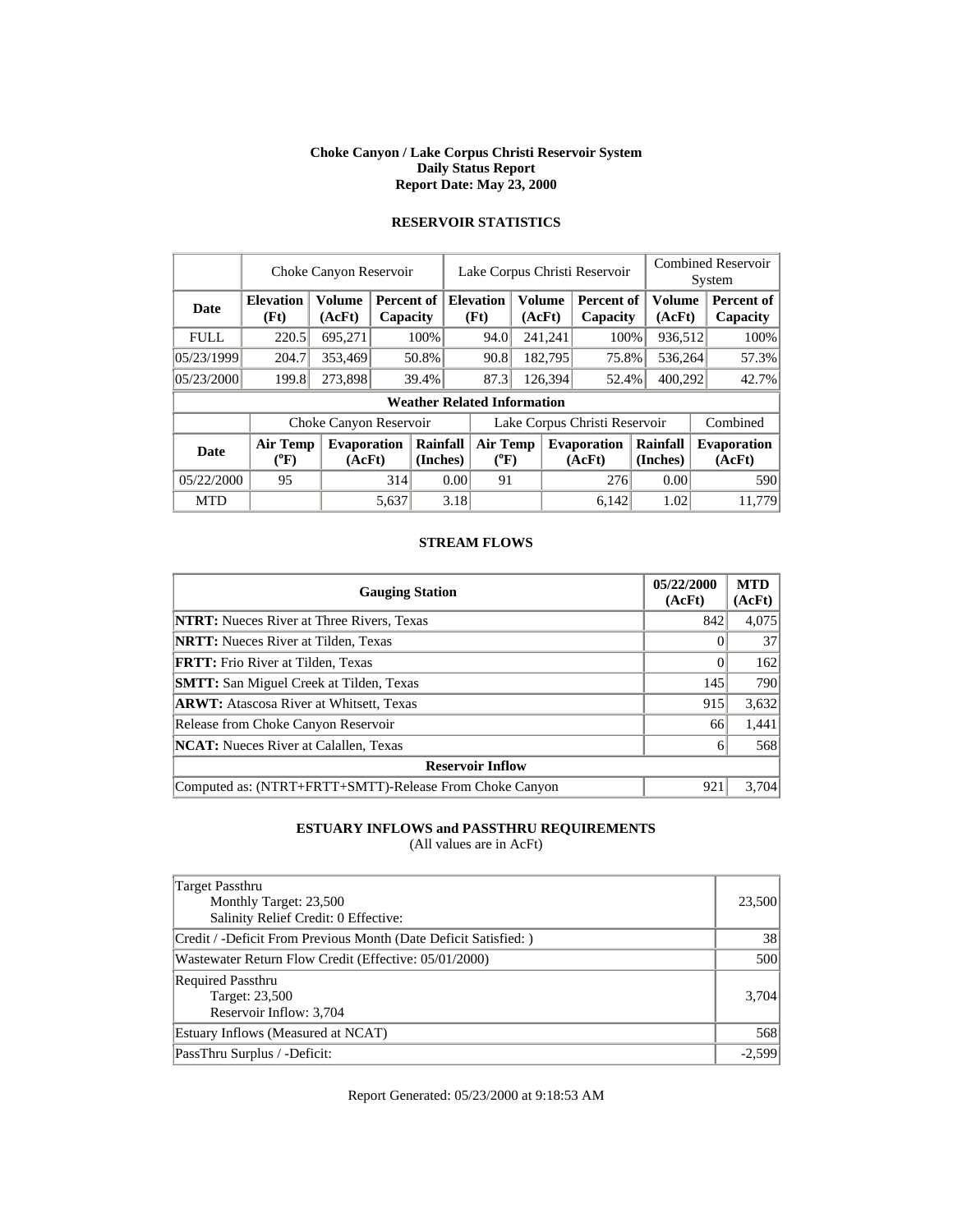**Choke Canyon / Lake Corpus Christi Reservoir System**
**Daily Status Report**
**Report Date: May 23, 2000**

## RESERVOIR STATISTICS

| | Choke Canyon Reservoir | | | Lake Corpus Christi Reservoir | | | Combined Reservoir System | |
|---|---|---|---|---|---|---|---|---|
| **Date** | **Elevation (Ft)** | **Volume (AcFt)** | **Percent of Capacity** | **Elevation (Ft)** | **Volume (AcFt)** | **Percent of Capacity** | **Volume (AcFt)** | **Percent of Capacity** |
| FULL | 220.5 | 695,271 | 100% | 94.0 | 241,241 | 100% | 936,512 | 100% |
| 05/23/1999 | 204.7 | 353,469 | 50.8% | 90.8 | 182,795 | 75.8% | 536,264 | 57.3% |
| 05/23/2000 | 199.8 | 273,898 | 39.4% | 87.3 | 126,394 | 52.4% | 400,292 | 42.7% |

**Weather Related Information**

| | Choke Canyon Reservoir | | | Lake Corpus Christi Reservoir | | | Combined |
|---|---|---|---|---|---|---|---|
| **Date** | **Air Temp (°F)** | **Evaporation (AcFt)** | **Rainfall (Inches)** | **Air Temp (°F)** | **Evaporation (AcFt)** | **Rainfall (Inches)** | **Evaporation (AcFt)** |
| 05/22/2000 | 95 | 314 | 0.00 | 91 | 276 | 0.00 | 590 |
| MTD | | 5,637 | 3.18 | | 6,142 | 1.02 | 11,779 |

## STREAM FLOWS

| Gauging Station | 05/22/2000 (AcFt) | MTD (AcFt) |
|---|---|---|
| **NTRT:** Nueces River at Three Rivers, Texas | 842 | 4,075 |
| **NRTT:** Nueces River at Tilden, Texas | 0 | 37 |
| **FRTT:** Frio River at Tilden, Texas | 0 | 162 |
| **SMTT:** San Miguel Creek at Tilden, Texas | 145 | 790 |
| **ARWT:** Atascosa River at Whitsett, Texas | 915 | 3,632 |
| Release from Choke Canyon Reservoir | 66 | 1,441 |
| **NCAT:** Nueces River at Calallen, Texas | 6 | 568 |
| **Reservoir Inflow** | | |
| Computed as: (NTRT+FRTT+SMTT)-Release From Choke Canyon | 921 | 3,704 |

## ESTUARY INFLOWS and PASSTHRU REQUIREMENTS

(All values are in AcFt)

| | |
|---|---|
| Target Passthru<br>Monthly Target: 23,500<br>Salinity Relief Credit: 0 Effective: | 23,500 |
| Credit / -Deficit From Previous Month (Date Deficit Satisfied: ) | 38 |
| Wastewater Return Flow Credit (Effective: 05/01/2000) | 500 |
| Required Passthru<br>Target: 23,500<br>Reservoir Inflow: 3,704 | 3,704 |
| Estuary Inflows (Measured at NCAT) | 568 |
| PassThru Surplus / -Deficit: | -2,599 |

Report Generated: 05/23/2000 at 9:18:53 AM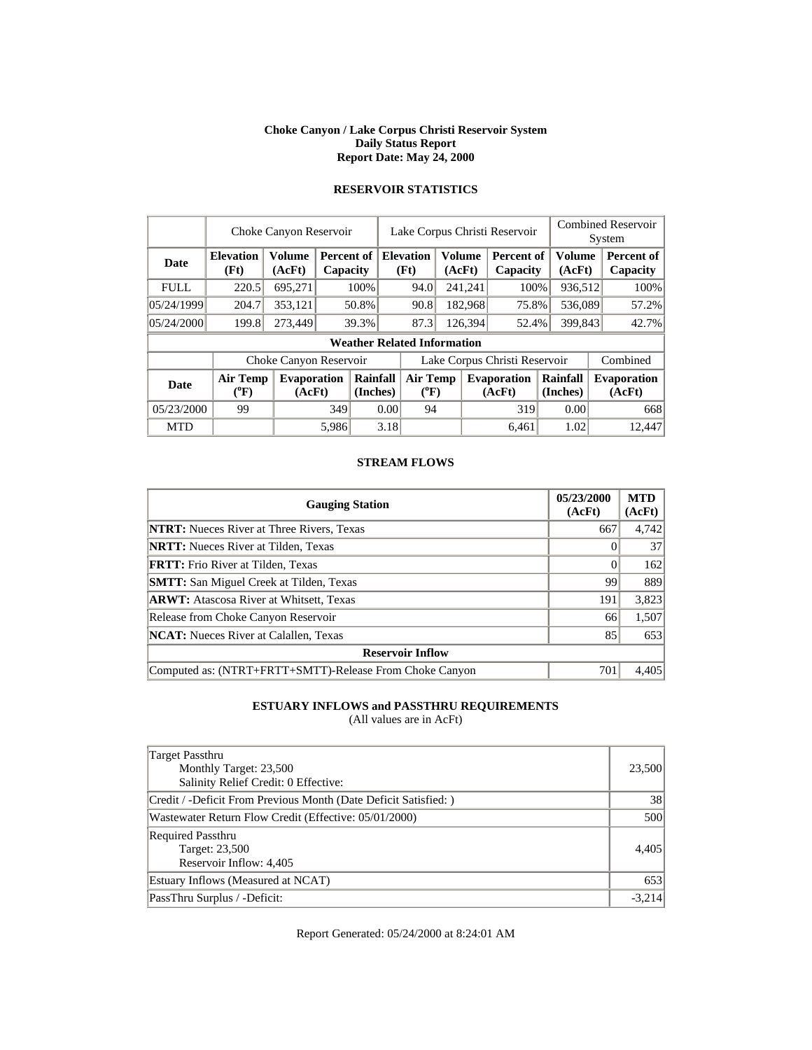**Choke Canyon / Lake Corpus Christi Reservoir System**
**Daily Status Report**
**Report Date: May 24, 2000**

## RESERVOIR STATISTICS

| | Choke Canyon Reservoir | | | Lake Corpus Christi Reservoir | | | Combined Reservoir System | |
|---|---|---|---|---|---|---|---|---|
| **Date** | **Elevation (Ft)** | **Volume (AcFt)** | **Percent of Capacity** | **Elevation (Ft)** | **Volume (AcFt)** | **Percent of Capacity** | **Volume (AcFt)** | **Percent of Capacity** |
| FULL | 220.5 | 695,271 | 100% | 94.0 | 241,241 | 100% | 936,512 | 100% |
| 05/24/1999 | 204.7 | 353,121 | 50.8% | 90.8 | 182,968 | 75.8% | 536,089 | 57.2% |
| 05/24/2000 | 199.8 | 273,449 | 39.3% | 87.3 | 126,394 | 52.4% | 399,843 | 42.7% |

**Weather Related Information**

| | Choke Canyon Reservoir | | | Lake Corpus Christi Reservoir | | | Combined |
|---|---|---|---|---|---|---|---|
| **Date** | **Air Temp (ºF)** | **Evaporation (AcFt)** | **Rainfall (Inches)** | **Air Temp (ºF)** | **Evaporation (AcFt)** | **Rainfall (Inches)** | **Evaporation (AcFt)** |
| 05/23/2000 | 99 | 349 | 0.00 | 94 | 319 | 0.00 | 668 |
| MTD | | 5,986 | 3.18 | | 6,461 | 1.02 | 12,447 |

## STREAM FLOWS

| Gauging Station | 05/23/2000 (AcFt) | MTD (AcFt) |
|---|---|---|
| **NTRT:** Nueces River at Three Rivers, Texas | 667 | 4,742 |
| **NRTT:** Nueces River at Tilden, Texas | 0 | 37 |
| **FRTT:** Frio River at Tilden, Texas | 0 | 162 |
| **SMTT:** San Miguel Creek at Tilden, Texas | 99 | 889 |
| **ARWT:** Atascosa River at Whitsett, Texas | 191 | 3,823 |
| Release from Choke Canyon Reservoir | 66 | 1,507 |
| **NCAT:** Nueces River at Calallen, Texas | 85 | 653 |
| **Reservoir Inflow** | | |
| Computed as: (NTRT+FRTT+SMTT)-Release From Choke Canyon | 701 | 4,405 |

## ESTUARY INFLOWS and PASSTHRU REQUIREMENTS

(All values are in AcFt)

| | |
|---|---|
| Target Passthru<br>Monthly Target: 23,500<br>Salinity Relief Credit: 0 Effective: | 23,500 |
| Credit / -Deficit From Previous Month (Date Deficit Satisfied: ) | 38 |
| Wastewater Return Flow Credit (Effective: 05/01/2000) | 500 |
| Required Passthru<br>Target: 23,500<br>Reservoir Inflow: 4,405 | 4,405 |
| Estuary Inflows (Measured at NCAT) | 653 |
| PassThru Surplus / -Deficit: | -3,214 |

Report Generated: 05/24/2000 at 8:24:01 AM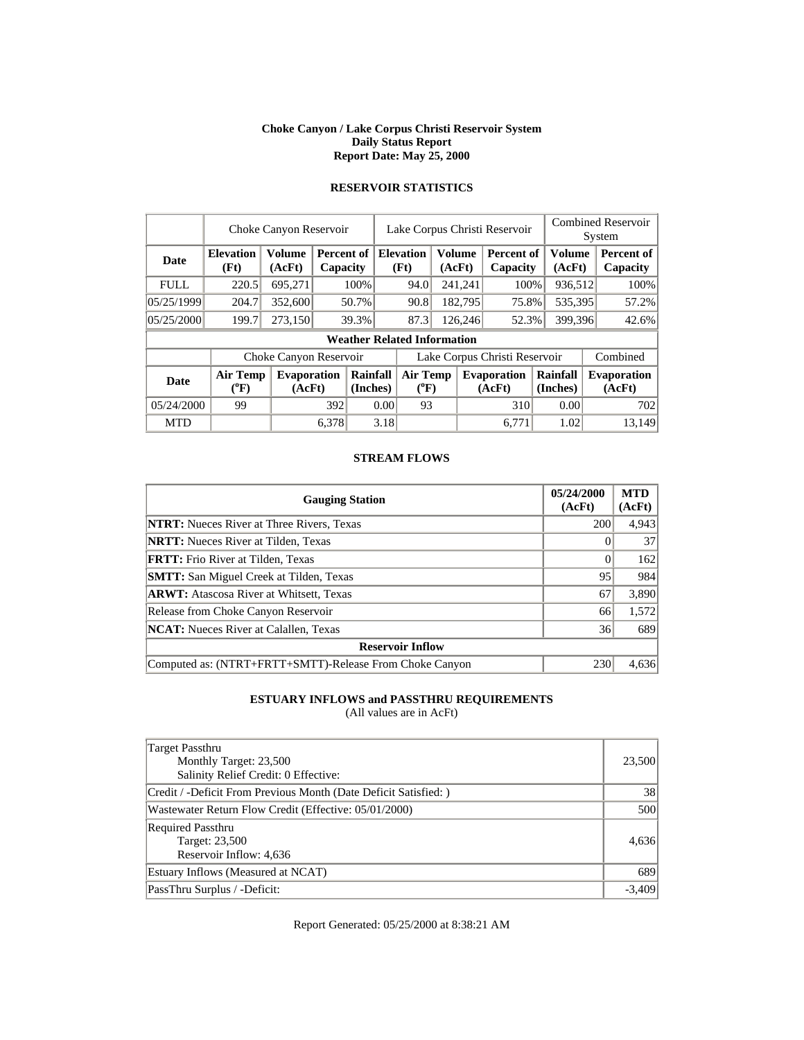**Choke Canyon / Lake Corpus Christi Reservoir System**
**Daily Status Report**
**Report Date: May 25, 2000**

## RESERVOIR STATISTICS

| | Choke Canyon Reservoir | | | Lake Corpus Christi Reservoir | | | Combined Reservoir System | |
|---|---|---|---|---|---|---|---|---|
| **Date** | **Elevation (Ft)** | **Volume (AcFt)** | **Percent of Capacity** | **Elevation (Ft)** | **Volume (AcFt)** | **Percent of Capacity** | **Volume (AcFt)** | **Percent of Capacity** |
| FULL | 220.5 | 695,271 | 100% | 94.0 | 241,241 | 100% | 936,512 | 100% |
| 05/25/1999 | 204.7 | 352,600 | 50.7% | 90.8 | 182,795 | 75.8% | 535,395 | 57.2% |
| 05/25/2000 | 199.7 | 273,150 | 39.3% | 87.3 | 126,246 | 52.3% | 399,396 | 42.6% |

**Weather Related Information**

| | Choke Canyon Reservoir | | | Lake Corpus Christi Reservoir | | | Combined |
|---|---|---|---|---|---|---|---|
| **Date** | **Air Temp (°F)** | **Evaporation (AcFt)** | **Rainfall (Inches)** | **Air Temp (°F)** | **Evaporation (AcFt)** | **Rainfall (Inches)** | **Evaporation (AcFt)** |
| 05/24/2000 | 99 | 392 | 0.00 | 93 | 310 | 0.00 | 702 |
| MTD | | 6,378 | 3.18 | | 6,771 | 1.02 | 13,149 |

## STREAM FLOWS

| Gauging Station | 05/24/2000 (AcFt) | MTD (AcFt) |
|---|---|---|
| **NTRT:** Nueces River at Three Rivers, Texas | 200 | 4,943 |
| **NRTT:** Nueces River at Tilden, Texas | 0 | 37 |
| **FRTT:** Frio River at Tilden, Texas | 0 | 162 |
| **SMTT:** San Miguel Creek at Tilden, Texas | 95 | 984 |
| **ARWT:** Atascosa River at Whitsett, Texas | 67 | 3,890 |
| Release from Choke Canyon Reservoir | 66 | 1,572 |
| **NCAT:** Nueces River at Calallen, Texas | 36 | 689 |
| **Reservoir Inflow** | | |
| Computed as: (NTRT+FRTT+SMTT)-Release From Choke Canyon | 230 | 4,636 |

## ESTUARY INFLOWS and PASSTHRU REQUIREMENTS

(All values are in AcFt)

| | |
|---|---|
| Target Passthru<br>Monthly Target: 23,500<br>Salinity Relief Credit: 0 Effective: | 23,500 |
| Credit / -Deficit From Previous Month (Date Deficit Satisfied: ) | 38 |
| Wastewater Return Flow Credit (Effective: 05/01/2000) | 500 |
| Required Passthru<br>Target: 23,500<br>Reservoir Inflow: 4,636 | 4,636 |
| Estuary Inflows (Measured at NCAT) | 689 |
| PassThru Surplus / -Deficit: | -3,409 |

Report Generated: 05/25/2000 at 8:38:21 AM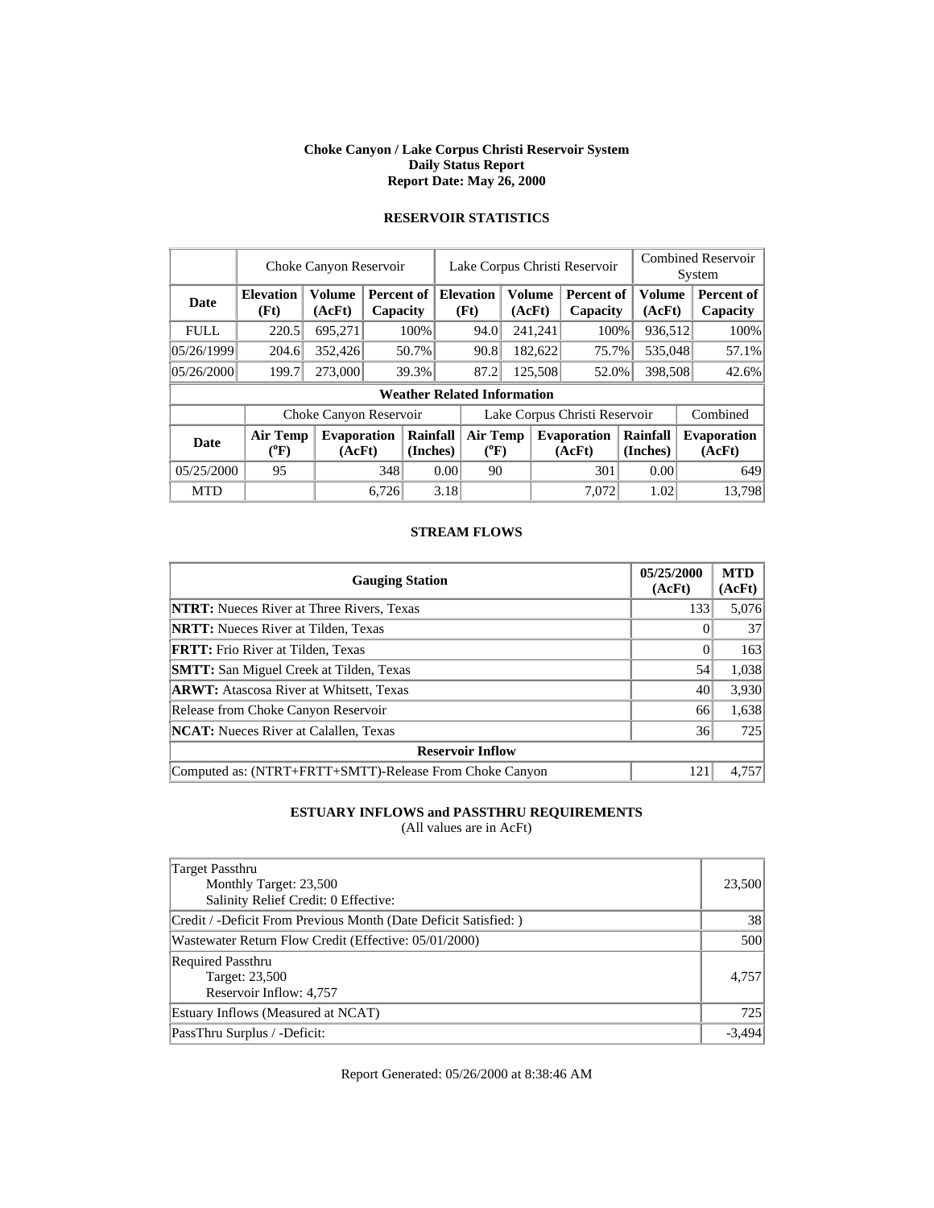# Choke Canyon / Lake Corpus Christi Reservoir System
## Daily Status Report
### Report Date: May 26, 2000

## RESERVOIR STATISTICS

| | Choke Canyon Reservoir | | | Lake Corpus Christi Reservoir | | | Combined Reservoir System | |
|---|---|---|---|---|---|---|---|---|
| **Date** | **Elevation (Ft)** | **Volume (AcFt)** | **Percent of Capacity** | **Elevation (Ft)** | **Volume (AcFt)** | **Percent of Capacity** | **Volume (AcFt)** | **Percent of Capacity** |
| FULL | 220.5 | 695,271 | 100% | 94.0 | 241,241 | 100% | 936,512 | 100% |
| 05/26/1999 | 204.6 | 352,426 | 50.7% | 90.8 | 182,622 | 75.7% | 535,048 | 57.1% |
| 05/26/2000 | 199.7 | 273,000 | 39.3% | 87.2 | 125,508 | 52.0% | 398,508 | 42.6% |

**Weather Related Information**

| | Choke Canyon Reservoir | | | Lake Corpus Christi Reservoir | | | Combined |
|---|---|---|---|---|---|---|---|
| **Date** | **Air Temp (°F)** | **Evaporation (AcFt)** | **Rainfall (Inches)** | **Air Temp (°F)** | **Evaporation (AcFt)** | **Rainfall (Inches)** | **Evaporation (AcFt)** |
| 05/25/2000 | 95 | 348 | 0.00 | 90 | 301 | 0.00 | 649 |
| MTD | | 6,726 | 3.18 | | 7,072 | 1.02 | 13,798 |

## STREAM FLOWS

| Gauging Station | 05/25/2000 (AcFt) | MTD (AcFt) |
|---|---|---|
| **NTRT:** Nueces River at Three Rivers, Texas | 133 | 5,076 |
| **NRTT:** Nueces River at Tilden, Texas | 0 | 37 |
| **FRTT:** Frio River at Tilden, Texas | 0 | 163 |
| **SMTT:** San Miguel Creek at Tilden, Texas | 54 | 1,038 |
| **ARWT:** Atascosa River at Whitsett, Texas | 40 | 3,930 |
| Release from Choke Canyon Reservoir | 66 | 1,638 |
| **NCAT:** Nueces River at Calallen, Texas | 36 | 725 |
| **Reservoir Inflow** | | |
| Computed as: (NTRT+FRTT+SMTT)-Release From Choke Canyon | 121 | 4,757 |

## ESTUARY INFLOWS and PASSTHRU REQUIREMENTS
(All values are in AcFt)

| | |
|---|---|
| Target Passthru<br>Monthly Target: 23,500<br>Salinity Relief Credit: 0 Effective: | 23,500 |
| Credit / -Deficit From Previous Month (Date Deficit Satisfied: ) | 38 |
| Wastewater Return Flow Credit (Effective: 05/01/2000) | 500 |
| Required Passthru<br>Target: 23,500<br>Reservoir Inflow: 4,757 | 4,757 |
| Estuary Inflows (Measured at NCAT) | 725 |
| PassThru Surplus / -Deficit: | -3,494 |

Report Generated: 05/26/2000 at 8:38:46 AM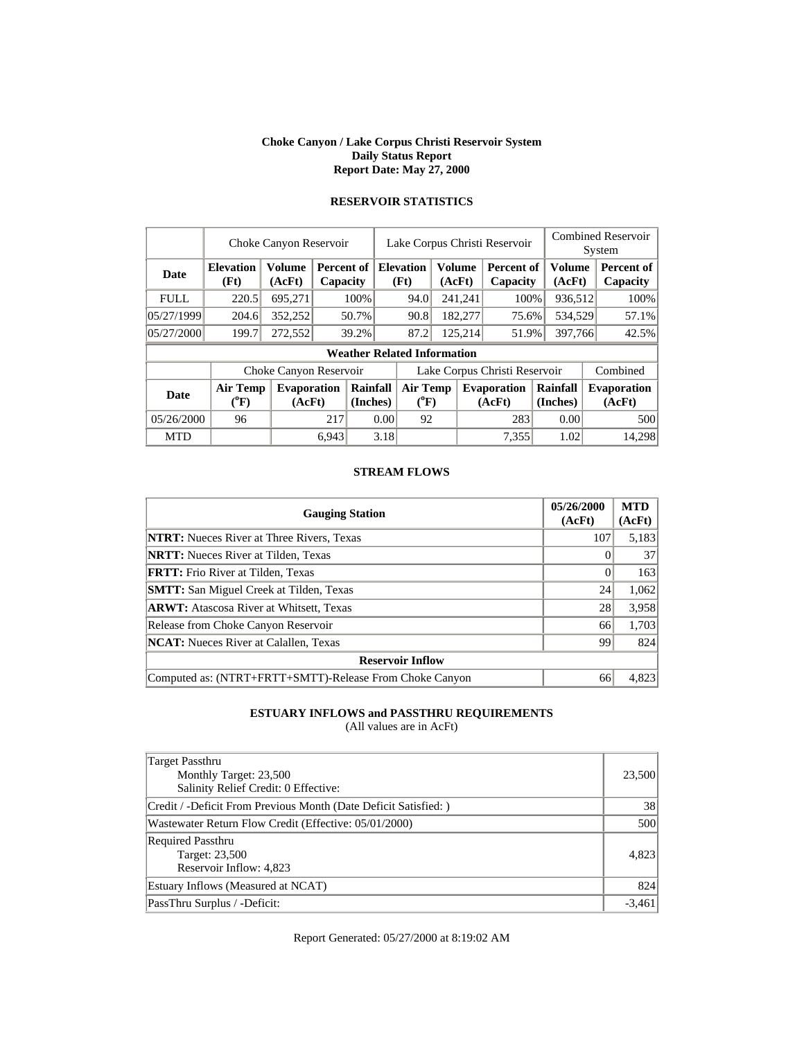**Choke Canyon / Lake Corpus Christi Reservoir System**
**Daily Status Report**
**Report Date: May 27, 2000**

## RESERVOIR STATISTICS

| | Choke Canyon Reservoir | | | Lake Corpus Christi Reservoir | | | Combined Reservoir System | |
|---|---|---|---|---|---|---|---|---|
| **Date** | **Elevation (Ft)** | **Volume (AcFt)** | **Percent of Capacity** | **Elevation (Ft)** | **Volume (AcFt)** | **Percent of Capacity** | **Volume (AcFt)** | **Percent of Capacity** |
| FULL | 220.5 | 695,271 | 100% | 94.0 | 241,241 | 100% | 936,512 | 100% |
| 05/27/1999 | 204.6 | 352,252 | 50.7% | 90.8 | 182,277 | 75.6% | 534,529 | 57.1% |
| 05/27/2000 | 199.7 | 272,552 | 39.2% | 87.2 | 125,214 | 51.9% | 397,766 | 42.5% |

**Weather Related Information**

| | Choke Canyon Reservoir | | | Lake Corpus Christi Reservoir | | | Combined |
|---|---|---|---|---|---|---|---|
| **Date** | **Air Temp (°F)** | **Evaporation (AcFt)** | **Rainfall (Inches)** | **Air Temp (°F)** | **Evaporation (AcFt)** | **Rainfall (Inches)** | **Evaporation (AcFt)** |
| 05/26/2000 | 96 | 217 | 0.00 | 92 | 283 | 0.00 | 500 |
| MTD | | 6,943 | 3.18 | | 7,355 | 1.02 | 14,298 |

## STREAM FLOWS

| Gauging Station | 05/26/2000 (AcFt) | MTD (AcFt) |
|---|---|---|
| **NTRT:** Nueces River at Three Rivers, Texas | 107 | 5,183 |
| **NRTT:** Nueces River at Tilden, Texas | 0 | 37 |
| **FRTT:** Frio River at Tilden, Texas | 0 | 163 |
| **SMTT:** San Miguel Creek at Tilden, Texas | 24 | 1,062 |
| **ARWT:** Atascosa River at Whitsett, Texas | 28 | 3,958 |
| Release from Choke Canyon Reservoir | 66 | 1,703 |
| **NCAT:** Nueces River at Calallen, Texas | 99 | 824 |
| **Reservoir Inflow** | | |
| Computed as: (NTRT+FRTT+SMTT)-Release From Choke Canyon | 66 | 4,823 |

## ESTUARY INFLOWS and PASSTHRU REQUIREMENTS

(All values are in AcFt)

| | |
|---|---|
| Target Passthru<br>Monthly Target: 23,500<br>Salinity Relief Credit: 0 Effective: | 23,500 |
| Credit / -Deficit From Previous Month (Date Deficit Satisfied: ) | 38 |
| Wastewater Return Flow Credit (Effective: 05/01/2000) | 500 |
| Required Passthru<br>Target: 23,500<br>Reservoir Inflow: 4,823 | 4,823 |
| Estuary Inflows (Measured at NCAT) | 824 |
| PassThru Surplus / -Deficit: | -3,461 |

Report Generated: 05/27/2000 at 8:19:02 AM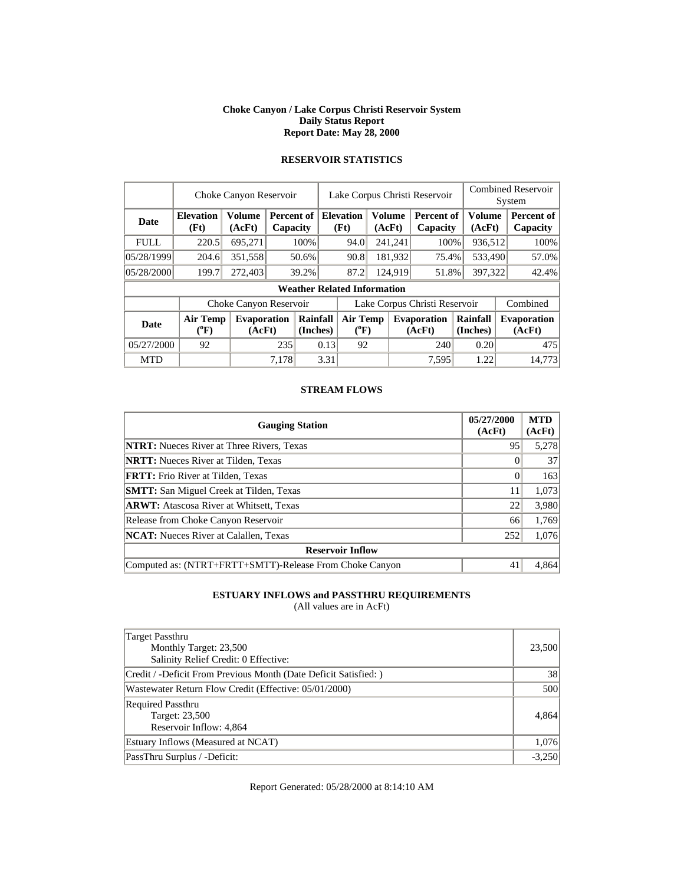**Choke Canyon / Lake Corpus Christi Reservoir System**
**Daily Status Report**
**Report Date: May 28, 2000**

## RESERVOIR STATISTICS

| | Choke Canyon Reservoir | | | Lake Corpus Christi Reservoir | | | Combined Reservoir System | |
|---|---|---|---|---|---|---|---|---|
| **Date** | **Elevation (Ft)** | **Volume (AcFt)** | **Percent of Capacity** | **Elevation (Ft)** | **Volume (AcFt)** | **Percent of Capacity** | **Volume (AcFt)** | **Percent of Capacity** |
| FULL | 220.5 | 695,271 | 100% | 94.0 | 241,241 | 100% | 936,512 | 100% |
| 05/28/1999 | 204.6 | 351,558 | 50.6% | 90.8 | 181,932 | 75.4% | 533,490 | 57.0% |
| 05/28/2000 | 199.7 | 272,403 | 39.2% | 87.2 | 124,919 | 51.8% | 397,322 | 42.4% |

**Weather Related Information**

| | Choke Canyon Reservoir | | | Lake Corpus Christi Reservoir | | | Combined |
|---|---|---|---|---|---|---|---|
| **Date** | **Air Temp (°F)** | **Evaporation (AcFt)** | **Rainfall (Inches)** | **Air Temp (°F)** | **Evaporation (AcFt)** | **Rainfall (Inches)** | **Evaporation (AcFt)** |
| 05/27/2000 | 92 | 235 | 0.13 | 92 | 240 | 0.20 | 475 |
| MTD | | 7,178 | 3.31 | | 7,595 | 1.22 | 14,773 |

## STREAM FLOWS

| Gauging Station | 05/27/2000 (AcFt) | MTD (AcFt) |
|---|---|---|
| **NTRT:** Nueces River at Three Rivers, Texas | 95 | 5,278 |
| **NRTT:** Nueces River at Tilden, Texas | 0 | 37 |
| **FRTT:** Frio River at Tilden, Texas | 0 | 163 |
| **SMTT:** San Miguel Creek at Tilden, Texas | 11 | 1,073 |
| **ARWT:** Atascosa River at Whitsett, Texas | 22 | 3,980 |
| Release from Choke Canyon Reservoir | 66 | 1,769 |
| **NCAT:** Nueces River at Calallen, Texas | 252 | 1,076 |
| **Reservoir Inflow** | | |
| Computed as: (NTRT+FRTT+SMTT)-Release From Choke Canyon | 41 | 4,864 |

## ESTUARY INFLOWS and PASSTHRU REQUIREMENTS

(All values are in AcFt)

| | |
|---|---|
| Target Passthru<br>Monthly Target: 23,500<br>Salinity Relief Credit: 0 Effective: | 23,500 |
| Credit / -Deficit From Previous Month (Date Deficit Satisfied: ) | 38 |
| Wastewater Return Flow Credit (Effective: 05/01/2000) | 500 |
| Required Passthru<br>Target: 23,500<br>Reservoir Inflow: 4,864 | 4,864 |
| Estuary Inflows (Measured at NCAT) | 1,076 |
| PassThru Surplus / -Deficit: | -3,250 |

Report Generated: 05/28/2000 at 8:14:10 AM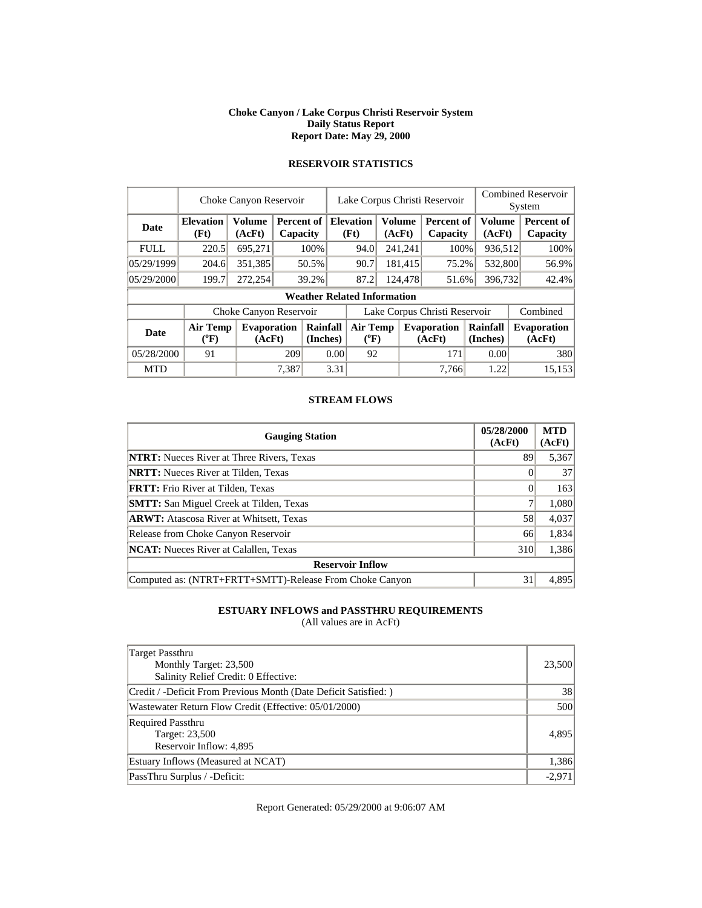# Choke Canyon / Lake Corpus Christi Reservoir System
## Daily Status Report
### Report Date: May 29, 2000

## RESERVOIR STATISTICS

| | Choke Canyon Reservoir | | | Lake Corpus Christi Reservoir | | | Combined Reservoir System | |
|---|---|---|---|---|---|---|---|---|
| **Date** | **Elevation (Ft)** | **Volume (AcFt)** | **Percent of Capacity** | **Elevation (Ft)** | **Volume (AcFt)** | **Percent of Capacity** | **Volume (AcFt)** | **Percent of Capacity** |
| FULL | 220.5 | 695,271 | 100% | 94.0 | 241,241 | 100% | 936,512 | 100% |
| 05/29/1999 | 204.6 | 351,385 | 50.5% | 90.7 | 181,415 | 75.2% | 532,800 | 56.9% |
| 05/29/2000 | 199.7 | 272,254 | 39.2% | 87.2 | 124,478 | 51.6% | 396,732 | 42.4% |

**Weather Related Information**

| | Choke Canyon Reservoir | | | Lake Corpus Christi Reservoir | | | Combined |
|---|---|---|---|---|---|---|---|
| **Date** | **Air Temp (°F)** | **Evaporation (AcFt)** | **Rainfall (Inches)** | **Air Temp (°F)** | **Evaporation (AcFt)** | **Rainfall (Inches)** | **Evaporation (AcFt)** |
| 05/28/2000 | 91 | 209 | 0.00 | 92 | 171 | 0.00 | 380 |
| MTD | | 7,387 | 3.31 | | 7,766 | 1.22 | 15,153 |

## STREAM FLOWS

| Gauging Station | 05/28/2000 (AcFt) | MTD (AcFt) |
|---|---|---|
| **NTRT:** Nueces River at Three Rivers, Texas | 89 | 5,367 |
| **NRTT:** Nueces River at Tilden, Texas | 0 | 37 |
| **FRTT:** Frio River at Tilden, Texas | 0 | 163 |
| **SMTT:** San Miguel Creek at Tilden, Texas | 7 | 1,080 |
| **ARWT:** Atascosa River at Whitsett, Texas | 58 | 4,037 |
| Release from Choke Canyon Reservoir | 66 | 1,834 |
| **NCAT:** Nueces River at Calallen, Texas | 310 | 1,386 |
| **Reservoir Inflow** | | |
| Computed as: (NTRT+FRTT+SMTT)-Release From Choke Canyon | 31 | 4,895 |

## ESTUARY INFLOWS and PASSTHRU REQUIREMENTS
(All values are in AcFt)

| | |
|---|---|
| Target Passthru<br>Monthly Target: 23,500<br>Salinity Relief Credit: 0 Effective: | 23,500 |
| Credit / -Deficit From Previous Month (Date Deficit Satisfied: ) | 38 |
| Wastewater Return Flow Credit (Effective: 05/01/2000) | 500 |
| Required Passthru<br>Target: 23,500<br>Reservoir Inflow: 4,895 | 4,895 |
| Estuary Inflows (Measured at NCAT) | 1,386 |
| PassThru Surplus / -Deficit: | -2,971 |

Report Generated: 05/29/2000 at 9:06:07 AM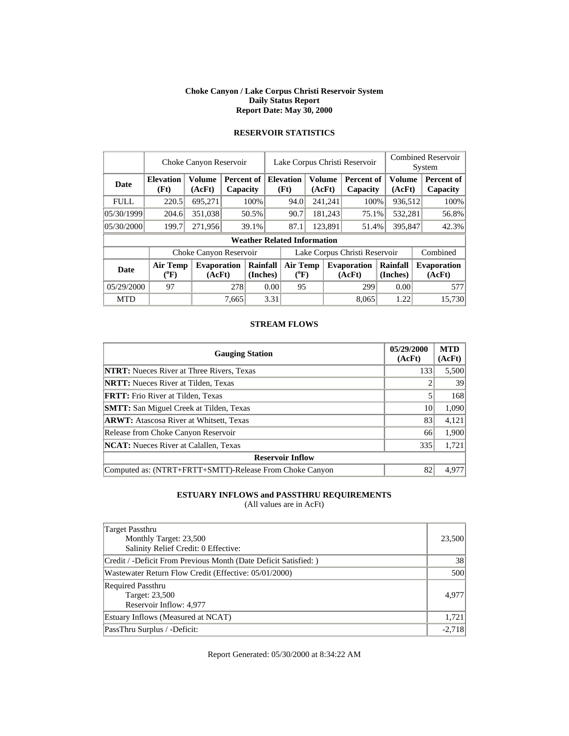**Choke Canyon / Lake Corpus Christi Reservoir System**
**Daily Status Report**
**Report Date: May 30, 2000**

### RESERVOIR STATISTICS

| | Choke Canyon Reservoir | | | Lake Corpus Christi Reservoir | | | Combined Reservoir System | |
|---|---|---|---|---|---|---|---|---|
| **Date** | **Elevation (Ft)** | **Volume (AcFt)** | **Percent of Capacity** | **Elevation (Ft)** | **Volume (AcFt)** | **Percent of Capacity** | **Volume (AcFt)** | **Percent of Capacity** |
| FULL | 220.5 | 695,271 | 100% | 94.0 | 241,241 | 100% | 936,512 | 100% |
| 05/30/1999 | 204.6 | 351,038 | 50.5% | 90.7 | 181,243 | 75.1% | 532,281 | 56.8% |
| 05/30/2000 | 199.7 | 271,956 | 39.1% | 87.1 | 123,891 | 51.4% | 395,847 | 42.3% |

**Weather Related Information**

| | Choke Canyon Reservoir | | | Lake Corpus Christi Reservoir | | | Combined |
|---|---|---|---|---|---|---|---|
| **Date** | **Air Temp (°F)** | **Evaporation (AcFt)** | **Rainfall (Inches)** | **Air Temp (°F)** | **Evaporation (AcFt)** | **Rainfall (Inches)** | **Evaporation (AcFt)** |
| 05/29/2000 | 97 | 278 | 0.00 | 95 | 299 | 0.00 | 577 |
| MTD | | 7,665 | 3.31 | | 8,065 | 1.22 | 15,730 |

### STREAM FLOWS

| Gauging Station | 05/29/2000 (AcFt) | MTD (AcFt) |
|---|---|---|
| **NTRT:** Nueces River at Three Rivers, Texas | 133 | 5,500 |
| **NRTT:** Nueces River at Tilden, Texas | 2 | 39 |
| **FRTT:** Frio River at Tilden, Texas | 5 | 168 |
| **SMTT:** San Miguel Creek at Tilden, Texas | 10 | 1,090 |
| **ARWT:** Atascosa River at Whitsett, Texas | 83 | 4,121 |
| Release from Choke Canyon Reservoir | 66 | 1,900 |
| **NCAT:** Nueces River at Calallen, Texas | 335 | 1,721 |
| **Reservoir Inflow** | | |
| Computed as: (NTRT+FRTT+SMTT)-Release From Choke Canyon | 82 | 4,977 |

### ESTUARY INFLOWS and PASSTHRU REQUIREMENTS

(All values are in AcFt)

| | |
|---|---|
| Target Passthru<br>Monthly Target: 23,500<br>Salinity Relief Credit: 0 Effective: | 23,500 |
| Credit / -Deficit From Previous Month (Date Deficit Satisfied: ) | 38 |
| Wastewater Return Flow Credit (Effective: 05/01/2000) | 500 |
| Required Passthru<br>Target: 23,500<br>Reservoir Inflow: 4,977 | 4,977 |
| Estuary Inflows (Measured at NCAT) | 1,721 |
| PassThru Surplus / -Deficit: | -2,718 |

Report Generated: 05/30/2000 at 8:34:22 AM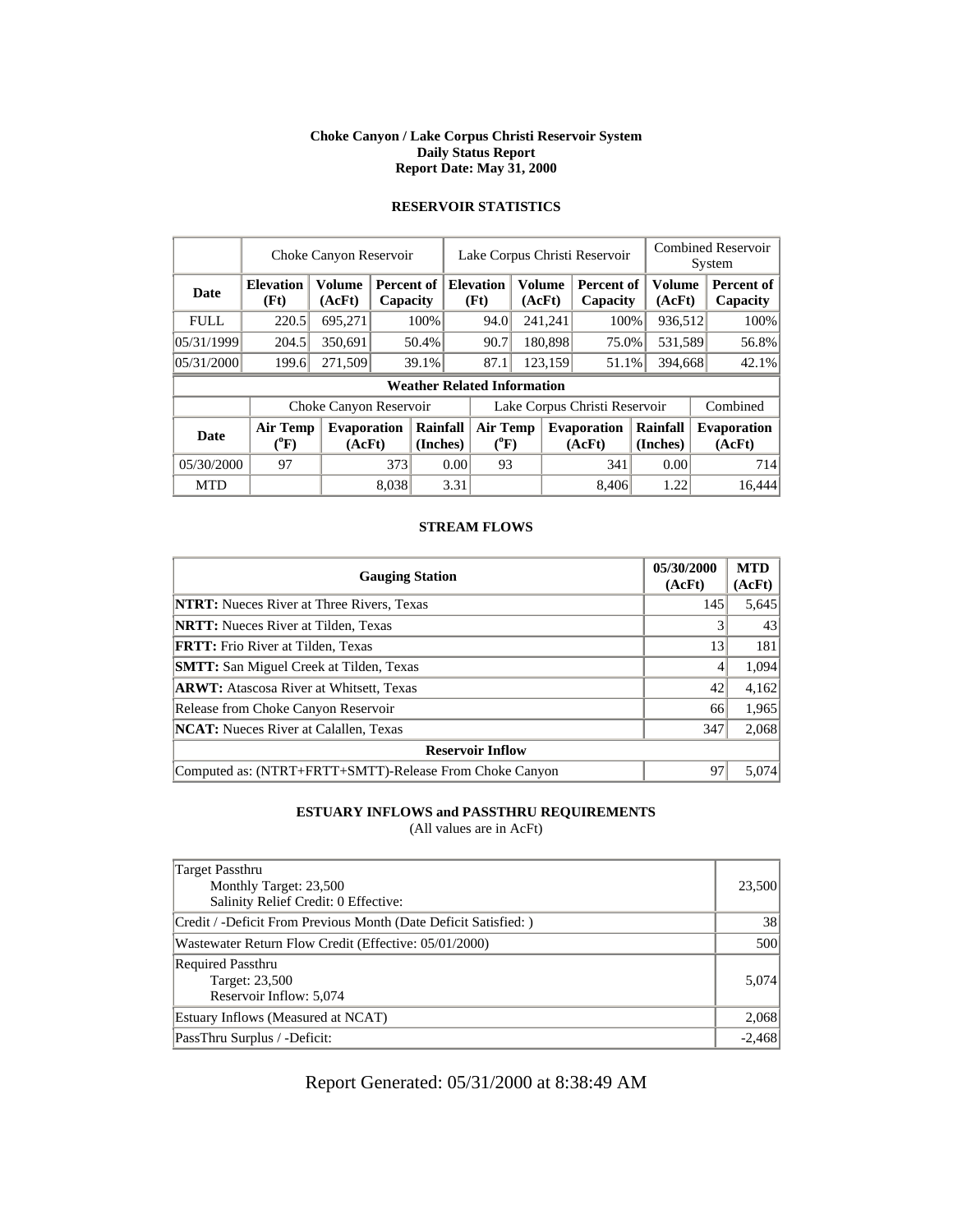**Choke Canyon / Lake Corpus Christi Reservoir System**
**Daily Status Report**
**Report Date: May 31, 2000**

## RESERVOIR STATISTICS

| | Choke Canyon Reservoir | | | Lake Corpus Christi Reservoir | | | Combined Reservoir System | |
|---|---|---|---|---|---|---|---|---|
| **Date** | **Elevation (Ft)** | **Volume (AcFt)** | **Percent of Capacity** | **Elevation (Ft)** | **Volume (AcFt)** | **Percent of Capacity** | **Volume (AcFt)** | **Percent of Capacity** |
| FULL | 220.5 | 695,271 | 100% | 94.0 | 241,241 | 100% | 936,512 | 100% |
| 05/31/1999 | 204.5 | 350,691 | 50.4% | 90.7 | 180,898 | 75.0% | 531,589 | 56.8% |
| 05/31/2000 | 199.6 | 271,509 | 39.1% | 87.1 | 123,159 | 51.1% | 394,668 | 42.1% |

**Weather Related Information**

| | Choke Canyon Reservoir | | | Lake Corpus Christi Reservoir | | | Combined |
|---|---|---|---|---|---|---|---|
| **Date** | **Air Temp (°F)** | **Evaporation (AcFt)** | **Rainfall (Inches)** | **Air Temp (°F)** | **Evaporation (AcFt)** | **Rainfall (Inches)** | **Evaporation (AcFt)** |
| 05/30/2000 | 97 | 373 | 0.00 | 93 | 341 | 0.00 | 714 |
| MTD | | 8,038 | 3.31 | | 8,406 | 1.22 | 16,444 |

## STREAM FLOWS

| Gauging Station | 05/30/2000 (AcFt) | MTD (AcFt) |
|---|---|---|
| **NTRT:** Nueces River at Three Rivers, Texas | 145 | 5,645 |
| **NRTT:** Nueces River at Tilden, Texas | 3 | 43 |
| **FRTT:** Frio River at Tilden, Texas | 13 | 181 |
| **SMTT:** San Miguel Creek at Tilden, Texas | 4 | 1,094 |
| **ARWT:** Atascosa River at Whitsett, Texas | 42 | 4,162 |
| Release from Choke Canyon Reservoir | 66 | 1,965 |
| **NCAT:** Nueces River at Calallen, Texas | 347 | 2,068 |
| **Reservoir Inflow** | | |
| Computed as: (NTRT+FRTT+SMTT)-Release From Choke Canyon | 97 | 5,074 |

## ESTUARY INFLOWS and PASSTHRU REQUIREMENTS

(All values are in AcFt)

| | |
|---|---|
| Target Passthru<br>Monthly Target: 23,500<br>Salinity Relief Credit: 0 Effective: | 23,500 |
| Credit / -Deficit From Previous Month (Date Deficit Satisfied: ) | 38 |
| Wastewater Return Flow Credit (Effective: 05/01/2000) | 500 |
| Required Passthru<br>Target: 23,500<br>Reservoir Inflow: 5,074 | 5,074 |
| Estuary Inflows (Measured at NCAT) | 2,068 |
| PassThru Surplus / -Deficit: | -2,468 |

Report Generated: 05/31/2000 at 8:38:49 AM